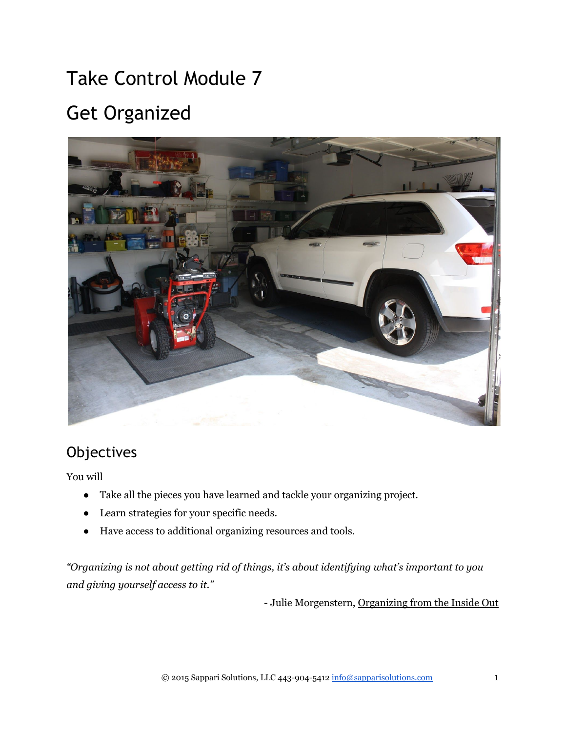# Take Control Module 7

# Get Organized

## Objectives

You will

- Take all the pieces you have learned and tackle your organizing project.
- Learn strategies for your specific needs.
- Have access to additional organizing resources and tools.

*"Organizing is not about getting rid of things, it's about identifying what's important to you and giving yourself access to it."*

- Julie Morgenstern, Organizing from the Inside Out

© 2015 Sappari Solutions, LLC 443-904-5412 info@sapparisolutions.com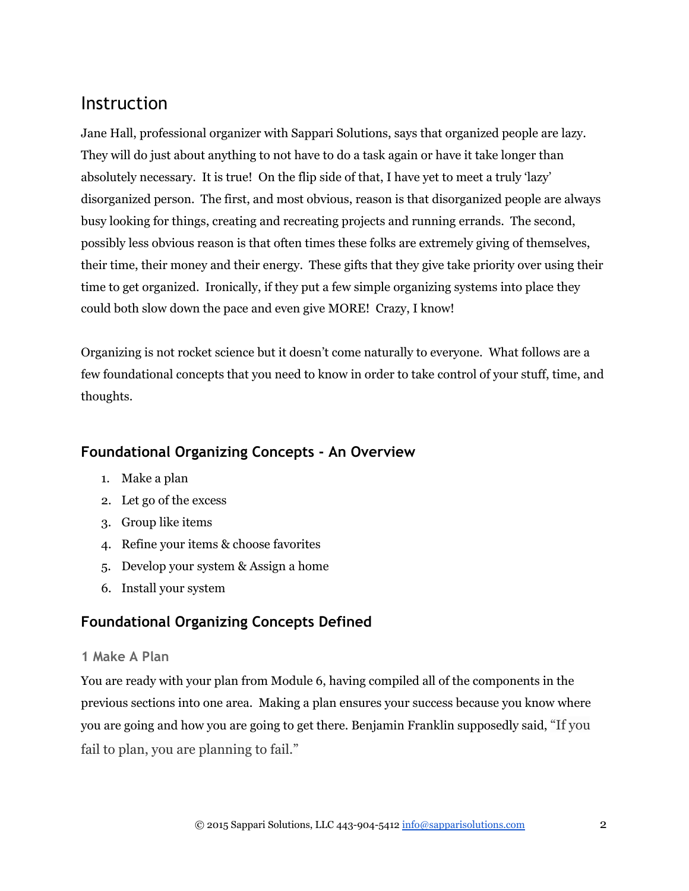# Instruction

Jane Hall, professional organizer with Sappari Solutions, says that organized people are lazy. They will do just about anything to not have to do a task again or have it take longer than absolutely necessary. It is true! On the flip side of that, I have yet to meet a truly 'lazy' disorganized person. The first, and most obvious, reason is that disorganized people are always busy looking for things, creating and recreating projects and running errands. The second, possibly less obvious reason is that often times these folks are extremely giving of themselves, their time, their money and their energy. These gifts that they give take priority over using their time to get organized. Ironically, if they put a few simple organizing systems into place they could both slow down the pace and even give MORE! Crazy, I know!

Organizing is not rocket science but it doesn't come naturally to everyone. What follows are a few foundational concepts that you need to know in order to take control of your stuff, time, and thoughts.

## Foundational Organizing Concepts - An Overview

1. Make a plan
2. Let go of the excess
3. Group like items
4. Refine your items & choose favorites
5. Develop your system & Assign a home
6. Install your system

## Foundational Organizing Concepts Defined

### 1 Make A Plan

You are ready with your plan from Module 6, having compiled all of the components in the previous sections into one area. Making a plan ensures your success because you know where you are going and how you are going to get there. Benjamin Franklin supposedly said, "If you fail to plan, you are planning to fail."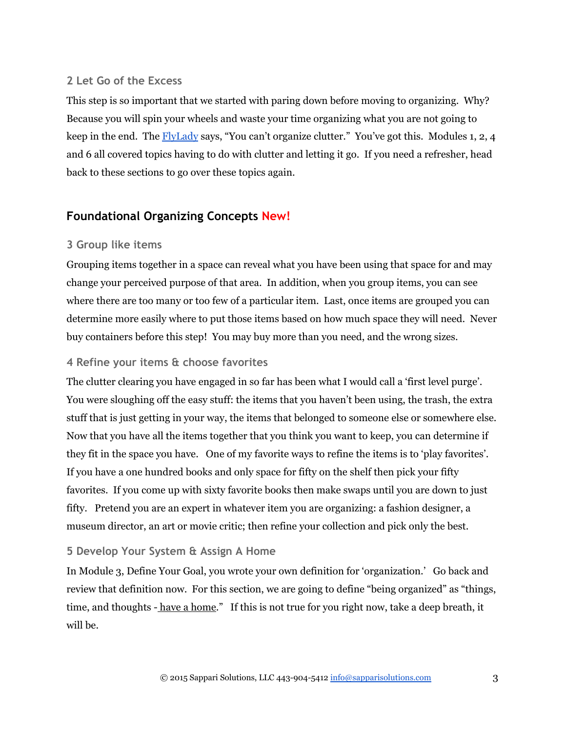### 2 Let Go of the Excess

This step is so important that we started with paring down before moving to organizing. Why? Because you will spin your wheels and waste your time organizing what you are not going to keep in the end. The FlyLady says, "You can't organize clutter." You've got this. Modules 1, 2, 4 and 6 all covered topics having to do with clutter and letting it go. If you need a refresher, head back to these sections to go over these topics again.

## Foundational Organizing Concepts New!

### 3 Group like items

Grouping items together in a space can reveal what you have been using that space for and may change your perceived purpose of that area. In addition, when you group items, you can see where there are too many or too few of a particular item. Last, once items are grouped you can determine more easily where to put those items based on how much space they will need. Never buy containers before this step! You may buy more than you need, and the wrong sizes.

### 4 Refine your items & choose favorites

The clutter clearing you have engaged in so far has been what I would call a 'first level purge'. You were sloughing off the easy stuff: the items that you haven't been using, the trash, the extra stuff that is just getting in your way, the items that belonged to someone else or somewhere else. Now that you have all the items together that you think you want to keep, you can determine if they fit in the space you have. One of my favorite ways to refine the items is to 'play favorites'. If you have a one hundred books and only space for fifty on the shelf then pick your fifty favorites. If you come up with sixty favorite books then make swaps until you are down to just fifty. Pretend you are an expert in whatever item you are organizing: a fashion designer, a museum director, an art or movie critic; then refine your collection and pick only the best.

### 5 Develop Your System & Assign A Home

In Module 3, Define Your Goal, you wrote your own definition for 'organization.' Go back and review that definition now. For this section, we are going to define "being organized" as "things, time, and thoughts - have a home." If this is not true for you right now, take a deep breath, it will be.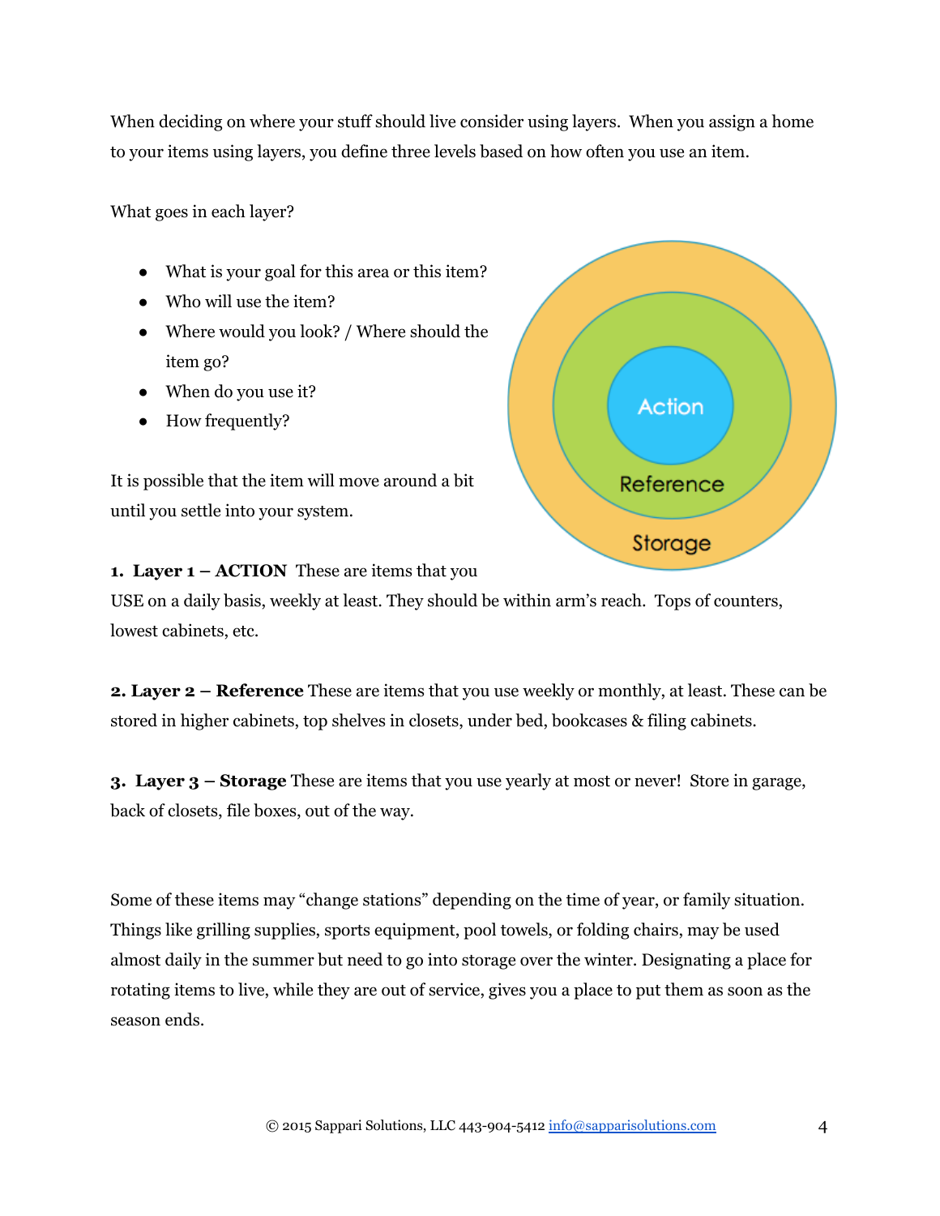When deciding on where your stuff should live consider using layers. When you assign a home to your items using layers, you define three levels based on how often you use an item.

What goes in each layer?

- What is your goal for this area or this item?
- Who will use the item?
- Where would you look? / Where should the item go?
- When do you use it?
- How frequently?

It is possible that the item will move around a bit until you settle into your system.

Action

Reference

Storage

1. **Layer 1 – ACTION** These are items that you USE on a daily basis, weekly at least. They should be within arm's reach. Tops of counters, lowest cabinets, etc.

2. **Layer 2 – Reference** These are items that you use weekly or monthly, at least. These can be stored in higher cabinets, top shelves in closets, under bed, bookcases & filing cabinets.

3. **Layer 3 – Storage** These are items that you use yearly at most or never! Store in garage, back of closets, file boxes, out of the way.

Some of these items may "change stations" depending on the time of year, or family situation. Things like grilling supplies, sports equipment, pool towels, or folding chairs, may be used almost daily in the summer but need to go into storage over the winter. Designating a place for rotating items to live, while they are out of service, gives you a place to put them as soon as the season ends.

© 2015 Sappari Solutions, LLC 443-904-5412 info@sapparisolutions.com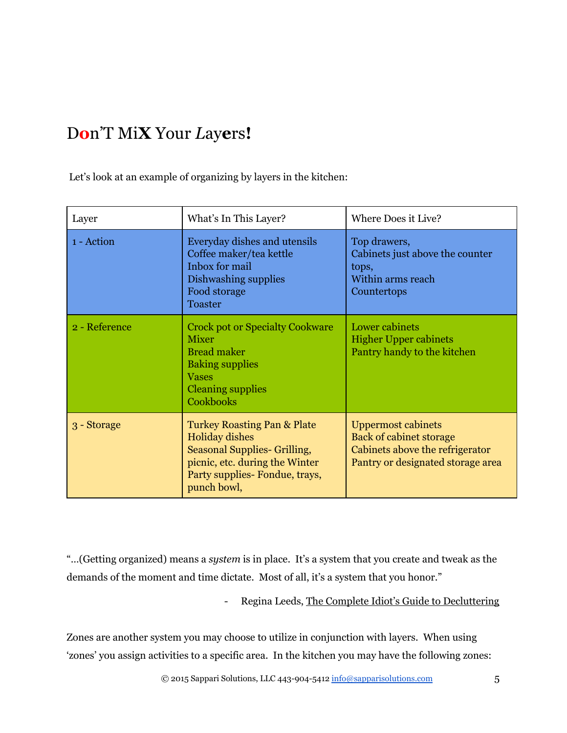## Don'T MiX Your *L*ayers!

Let's look at an example of organizing by layers in the kitchen:

| Layer | What's In This Layer? | Where Does it Live? |
|---|---|---|
| 1 - Action | Everyday dishes and utensils<br>Coffee maker/tea kettle<br>Inbox for mail<br>Dishwashing supplies<br>Food storage<br>Toaster | Top drawers,<br>Cabinets just above the counter tops,<br>Within arms reach<br>Countertops |
| 2 - Reference | Crock pot or Specialty Cookware<br>Mixer<br>Bread maker<br>Baking supplies<br>Vases<br>Cleaning supplies<br>Cookbooks | Lower cabinets<br>Higher Upper cabinets<br>Pantry handy to the kitchen |
| 3 - Storage | Turkey Roasting Pan & Plate<br>Holiday dishes<br>Seasonal Supplies- Grilling, picnic, etc. during the Winter<br>Party supplies- Fondue, trays, punch bowl, | Uppermost cabinets<br>Back of cabinet storage<br>Cabinets above the refrigerator<br>Pantry or designated storage area |

"…(Getting organized) means a *system* is in place. It's a system that you create and tweak as the demands of the moment and time dictate. Most of all, it's a system that you honor."

- Regina Leeds, The Complete Idiot's Guide to Decluttering

Zones are another system you may choose to utilize in conjunction with layers. When using 'zones' you assign activities to a specific area. In the kitchen you may have the following zones:

© 2015 Sappari Solutions, LLC 443-904-5412 info@sapparisolutions.com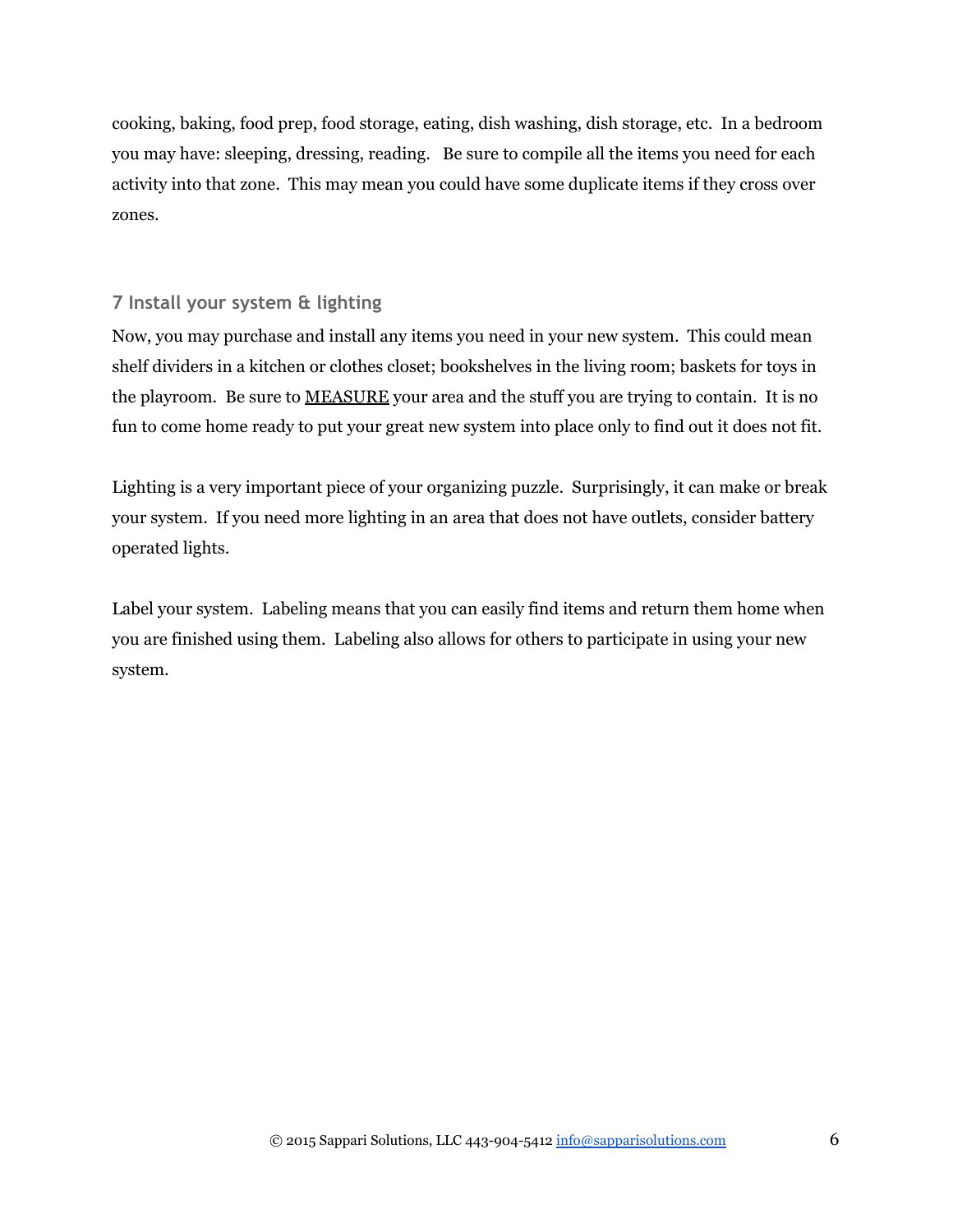cooking, baking, food prep, food storage, eating, dish washing, dish storage, etc. In a bedroom you may have: sleeping, dressing, reading. Be sure to compile all the items you need for each activity into that zone. This may mean you could have some duplicate items if they cross over zones.

### 7 Install your system & lighting

Now, you may purchase and install any items you need in your new system. This could mean shelf dividers in a kitchen or clothes closet; bookshelves in the living room; baskets for toys in the playroom. Be sure to <u>MEASURE</u> your area and the stuff you are trying to contain. It is no fun to come home ready to put your great new system into place only to find out it does not fit.

Lighting is a very important piece of your organizing puzzle. Surprisingly, it can make or break your system. If you need more lighting in an area that does not have outlets, consider battery operated lights.

Label your system. Labeling means that you can easily find items and return them home when you are finished using them. Labeling also allows for others to participate in using your new system.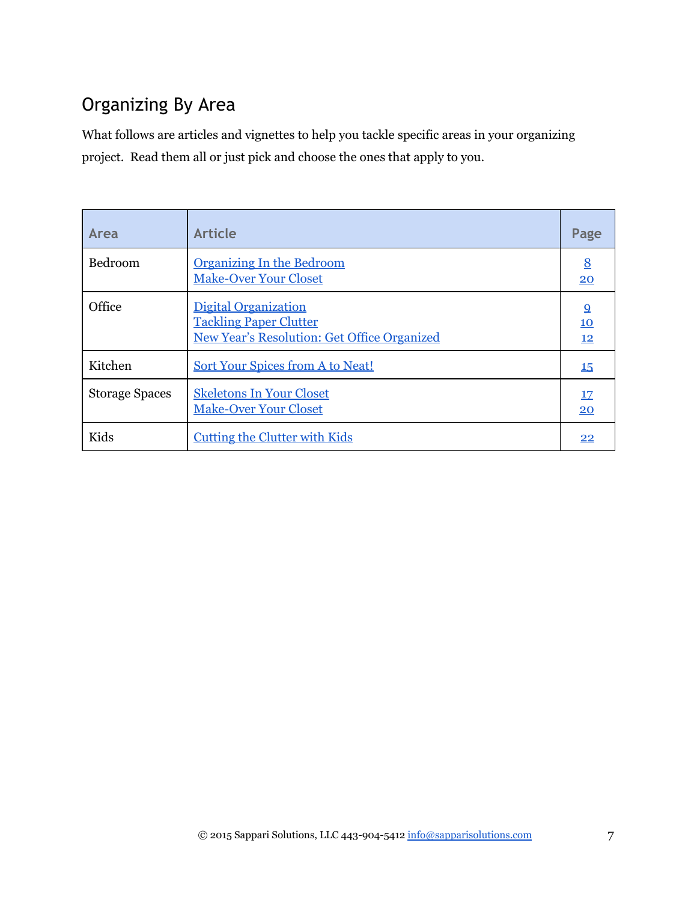## Organizing By Area

What follows are articles and vignettes to help you tackle specific areas in your organizing project. Read them all or just pick and choose the ones that apply to you.

| Area | Article | Page |
|---|---|---|
| Bedroom | Organizing In the Bedroom<br>Make-Over Your Closet | 8<br>20 |
| Office | Digital Organization<br>Tackling Paper Clutter<br>New Year's Resolution: Get Office Organized | 9<br>10<br>12 |
| Kitchen | Sort Your Spices from A to Neat! | 15 |
| Storage Spaces | Skeletons In Your Closet<br>Make-Over Your Closet | 17<br>20 |
| Kids | Cutting the Clutter with Kids | 22 |

© 2015 Sappari Solutions, LLC 443-904-5412 info@sapparisolutions.com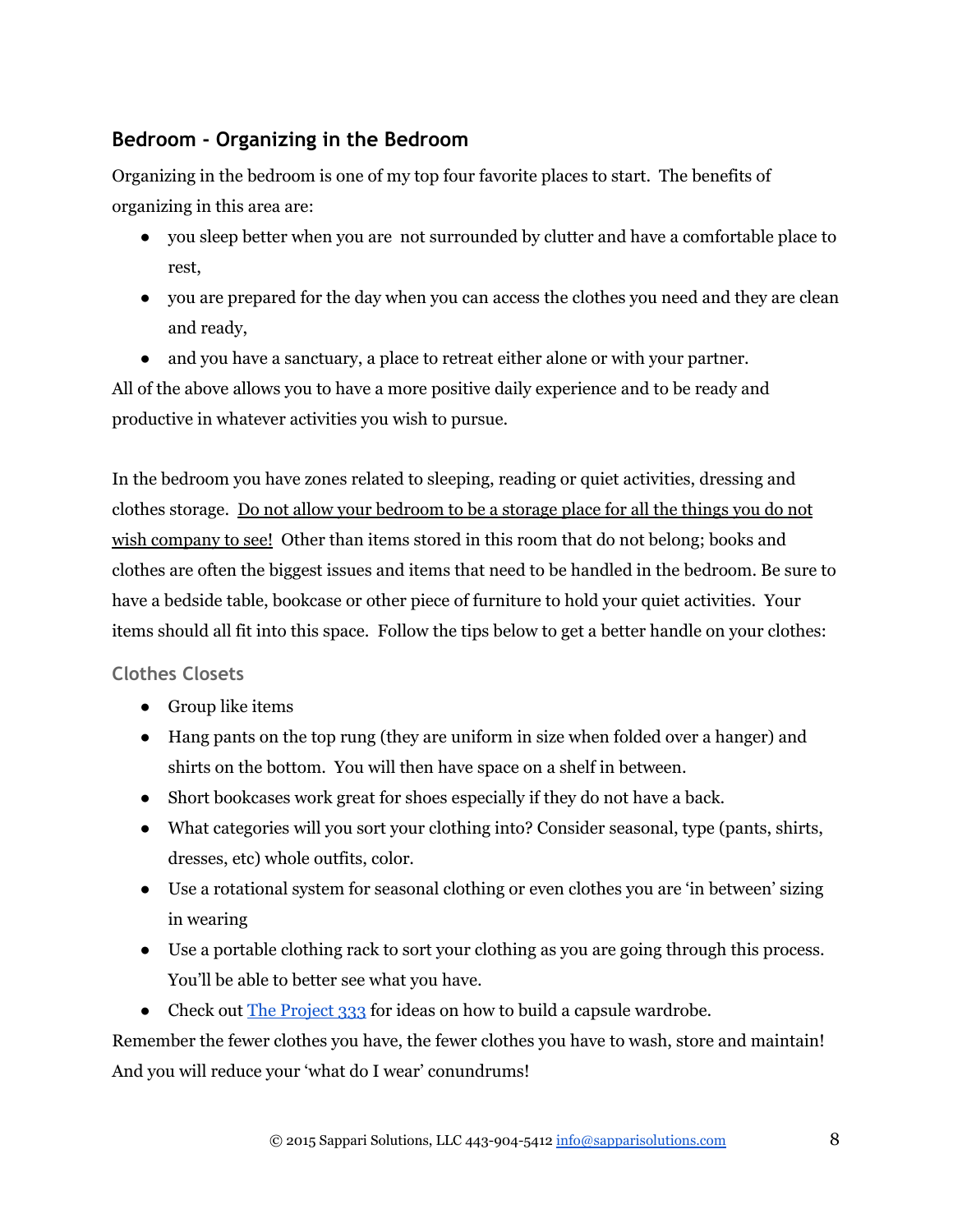## Bedroom - Organizing in the Bedroom

Organizing in the bedroom is one of my top four favorite places to start. The benefits of organizing in this area are:

- you sleep better when you are not surrounded by clutter and have a comfortable place to rest,
- you are prepared for the day when you can access the clothes you need and they are clean and ready,
- and you have a sanctuary, a place to retreat either alone or with your partner.

All of the above allows you to have a more positive daily experience and to be ready and productive in whatever activities you wish to pursue.

In the bedroom you have zones related to sleeping, reading or quiet activities, dressing and clothes storage. <u>Do not allow your bedroom to be a storage place for all the things you do not wish company to see!</u> Other than items stored in this room that do not belong; books and clothes are often the biggest issues and items that need to be handled in the bedroom. Be sure to have a bedside table, bookcase or other piece of furniture to hold your quiet activities. Your items should all fit into this space. Follow the tips below to get a better handle on your clothes:

### Clothes Closets

- Group like items
- Hang pants on the top rung (they are uniform in size when folded over a hanger) and shirts on the bottom. You will then have space on a shelf in between.
- Short bookcases work great for shoes especially if they do not have a back.
- What categories will you sort your clothing into? Consider seasonal, type (pants, shirts, dresses, etc) whole outfits, color.
- Use a rotational system for seasonal clothing or even clothes you are 'in between' sizing in wearing
- Use a portable clothing rack to sort your clothing as you are going through this process. You'll be able to better see what you have.
- Check out The Project 333 for ideas on how to build a capsule wardrobe.

Remember the fewer clothes you have, the fewer clothes you have to wash, store and maintain! And you will reduce your 'what do I wear' conundrums!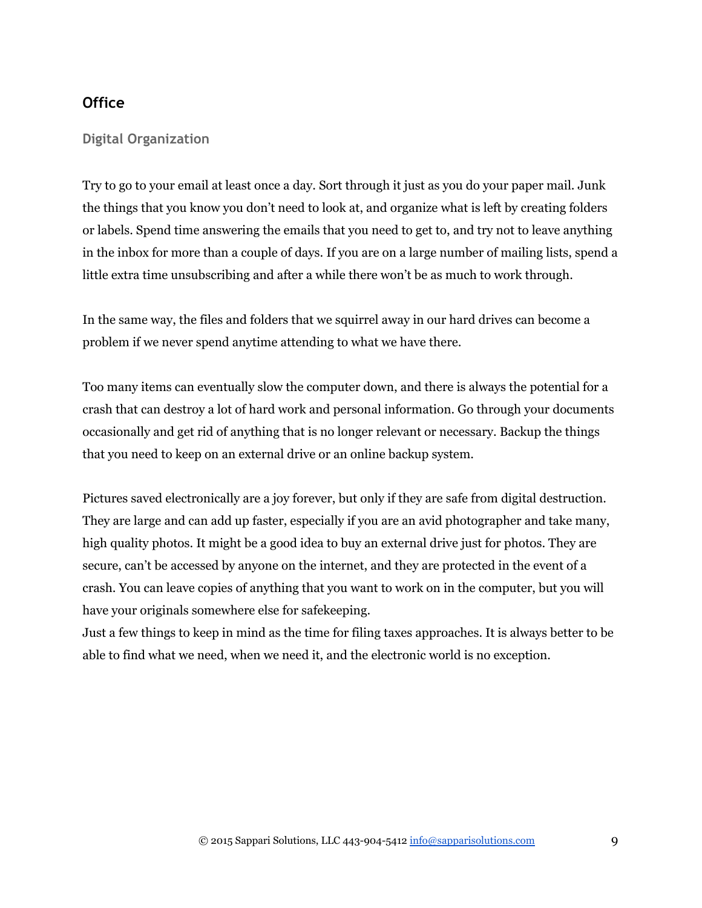## Office

### Digital Organization

Try to go to your email at least once a day. Sort through it just as you do your paper mail. Junk the things that you know you don't need to look at, and organize what is left by creating folders or labels. Spend time answering the emails that you need to get to, and try not to leave anything in the inbox for more than a couple of days. If you are on a large number of mailing lists, spend a little extra time unsubscribing and after a while there won't be as much to work through.

In the same way, the files and folders that we squirrel away in our hard drives can become a problem if we never spend anytime attending to what we have there.

Too many items can eventually slow the computer down, and there is always the potential for a crash that can destroy a lot of hard work and personal information. Go through your documents occasionally and get rid of anything that is no longer relevant or necessary. Backup the things that you need to keep on an external drive or an online backup system.

Pictures saved electronically are a joy forever, but only if they are safe from digital destruction. They are large and can add up faster, especially if you are an avid photographer and take many, high quality photos. It might be a good idea to buy an external drive just for photos. They are secure, can't be accessed by anyone on the internet, and they are protected in the event of a crash. You can leave copies of anything that you want to work on in the computer, but you will have your originals somewhere else for safekeeping.
Just a few things to keep in mind as the time for filing taxes approaches. It is always better to be able to find what we need, when we need it, and the electronic world is no exception.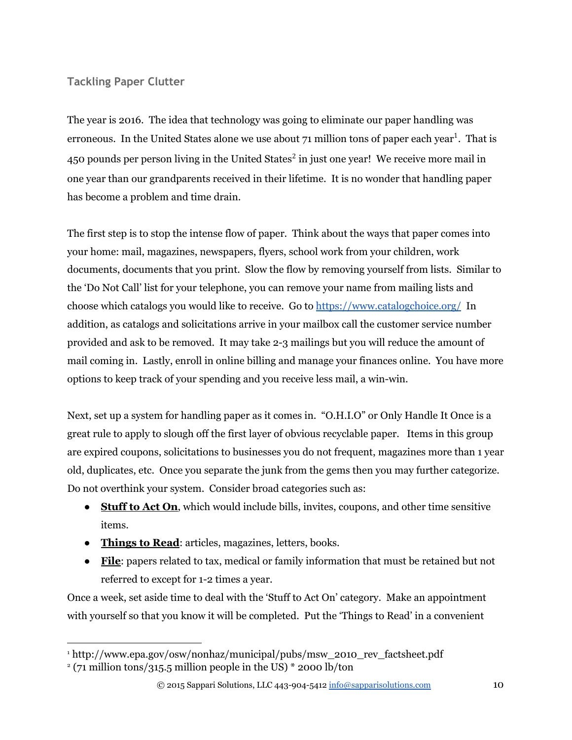## Tackling Paper Clutter

The year is 2016. The idea that technology was going to eliminate our paper handling was erroneous. In the United States alone we use about 71 million tons of paper each year[1]. That is 450 pounds per person living in the United States[2] in just one year! We receive more mail in one year than our grandparents received in their lifetime. It is no wonder that handling paper has become a problem and time drain.

The first step is to stop the intense flow of paper. Think about the ways that paper comes into your home: mail, magazines, newspapers, flyers, school work from your children, work documents, documents that you print. Slow the flow by removing yourself from lists. Similar to the 'Do Not Call' list for your telephone, you can remove your name from mailing lists and choose which catalogs you would like to receive. Go to [https://www.catalogchoice.org/](https://www.catalogchoice.org/) In addition, as catalogs and solicitations arrive in your mailbox call the customer service number provided and ask to be removed. It may take 2-3 mailings but you will reduce the amount of mail coming in. Lastly, enroll in online billing and manage your finances online. You have more options to keep track of your spending and you receive less mail, a win-win.

Next, set up a system for handling paper as it comes in. "O.H.I.O" or Only Handle It Once is a great rule to apply to slough off the first layer of obvious recyclable paper. Items in this group are expired coupons, solicitations to businesses you do not frequent, magazines more than 1 year old, duplicates, etc. Once you separate the junk from the gems then you may further categorize. Do not overthink your system. Consider broad categories such as:

- **<u>Stuff to Act On</u>**, which would include bills, invites, coupons, and other time sensitive items.
- **<u>Things to Read</u>**: articles, magazines, letters, books.
- **<u>File</u>**: papers related to tax, medical or family information that must be retained but not referred to except for 1-2 times a year.

Once a week, set aside time to deal with the 'Stuff to Act On' category. Make an appointment with yourself so that you know it will be completed. Put the 'Things to Read' in a convenient

---

[1] http://www.epa.gov/osw/nonhaz/municipal/pubs/msw_2010_rev_factsheet.pdf

[2] (71 million tons/315.5 million people in the US) * 2000 lb/ton

© 2015 Sappari Solutions, LLC 443-904-5412 [info@sapparisolutions.com](mailto:info@sapparisolutions.com)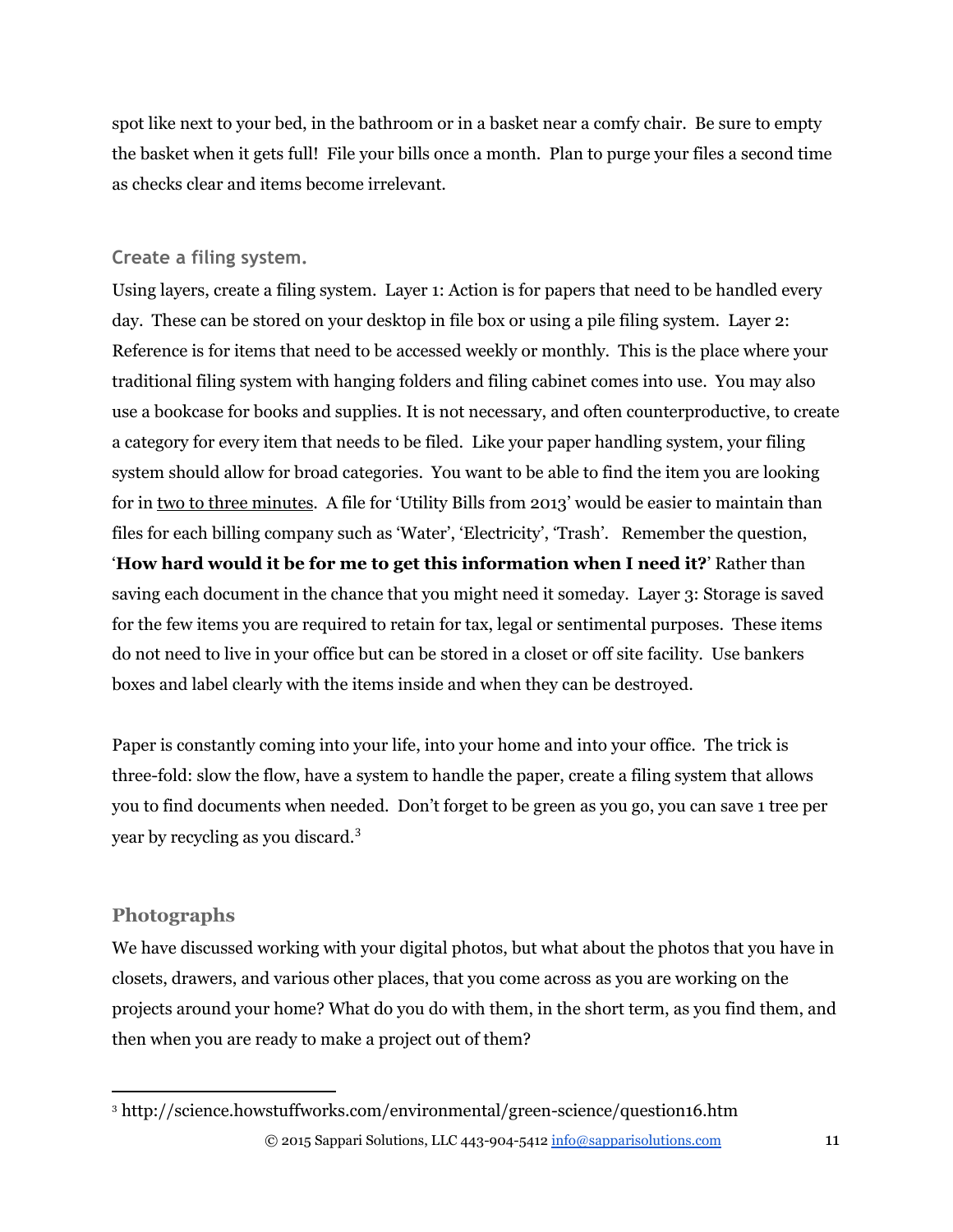spot like next to your bed, in the bathroom or in a basket near a comfy chair. Be sure to empty the basket when it gets full! File your bills once a month. Plan to purge your files a second time as checks clear and items become irrelevant.

### Create a filing system.

Using layers, create a filing system. Layer 1: Action is for papers that need to be handled every day. These can be stored on your desktop in file box or using a pile filing system. Layer 2: Reference is for items that need to be accessed weekly or monthly. This is the place where your traditional filing system with hanging folders and filing cabinet comes into use. You may also use a bookcase for books and supplies. It is not necessary, and often counterproductive, to create a category for every item that needs to be filed. Like your paper handling system, your filing system should allow for broad categories. You want to be able to find the item you are looking for in two to three minutes. A file for 'Utility Bills from 2013' would be easier to maintain than files for each billing company such as 'Water', 'Electricity', 'Trash'. Remember the question, '**How hard would it be for me to get this information when I need it?**' Rather than saving each document in the chance that you might need it someday. Layer 3: Storage is saved for the few items you are required to retain for tax, legal or sentimental purposes. These items do not need to live in your office but can be stored in a closet or off site facility. Use bankers boxes and label clearly with the items inside and when they can be destroyed.

Paper is constantly coming into your life, into your home and into your office. The trick is three-fold: slow the flow, have a system to handle the paper, create a filing system that allows you to find documents when needed. Don't forget to be green as you go, you can save 1 tree per year by recycling as you discard.[3]

## Photographs

We have discussed working with your digital photos, but what about the photos that you have in closets, drawers, and various other places, that you come across as you are working on the projects around your home? What do you do with them, in the short term, as you find them, and then when you are ready to make a project out of them?

---

[3] http://science.howstuffworks.com/environmental/green-science/question16.htm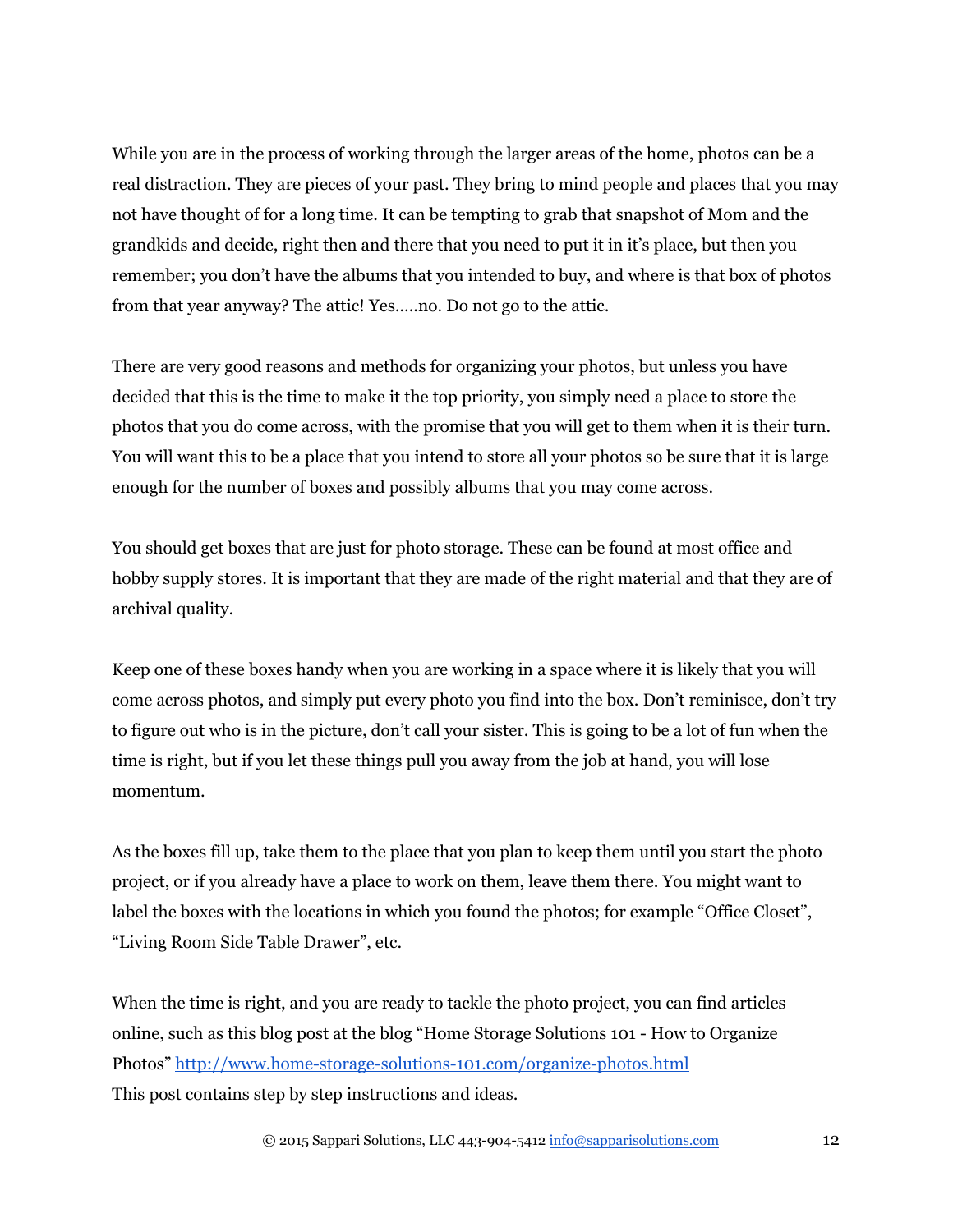While you are in the process of working through the larger areas of the home, photos can be a real distraction. They are pieces of your past. They bring to mind people and places that you may not have thought of for a long time. It can be tempting to grab that snapshot of Mom and the grandkids and decide, right then and there that you need to put it in it's place, but then you remember; you don't have the albums that you intended to buy, and where is that box of photos from that year anyway? The attic! Yes.....no. Do not go to the attic.

There are very good reasons and methods for organizing your photos, but unless you have decided that this is the time to make it the top priority, you simply need a place to store the photos that you do come across, with the promise that you will get to them when it is their turn. You will want this to be a place that you intend to store all your photos so be sure that it is large enough for the number of boxes and possibly albums that you may come across.

You should get boxes that are just for photo storage. These can be found at most office and hobby supply stores. It is important that they are made of the right material and that they are of archival quality.

Keep one of these boxes handy when you are working in a space where it is likely that you will come across photos, and simply put every photo you find into the box. Don't reminisce, don't try to figure out who is in the picture, don't call your sister. This is going to be a lot of fun when the time is right, but if you let these things pull you away from the job at hand, you will lose momentum.

As the boxes fill up, take them to the place that you plan to keep them until you start the photo project, or if you already have a place to work on them, leave them there. You might want to label the boxes with the locations in which you found the photos; for example "Office Closet", "Living Room Side Table Drawer", etc.

When the time is right, and you are ready to tackle the photo project, you can find articles online, such as this blog post at the blog "Home Storage Solutions 101 - How to Organize Photos" [http://www.home-storage-solutions-101.com/organize-photos.html](http://www.home-storage-solutions-101.com/organize-photos.html)
This post contains step by step instructions and ideas.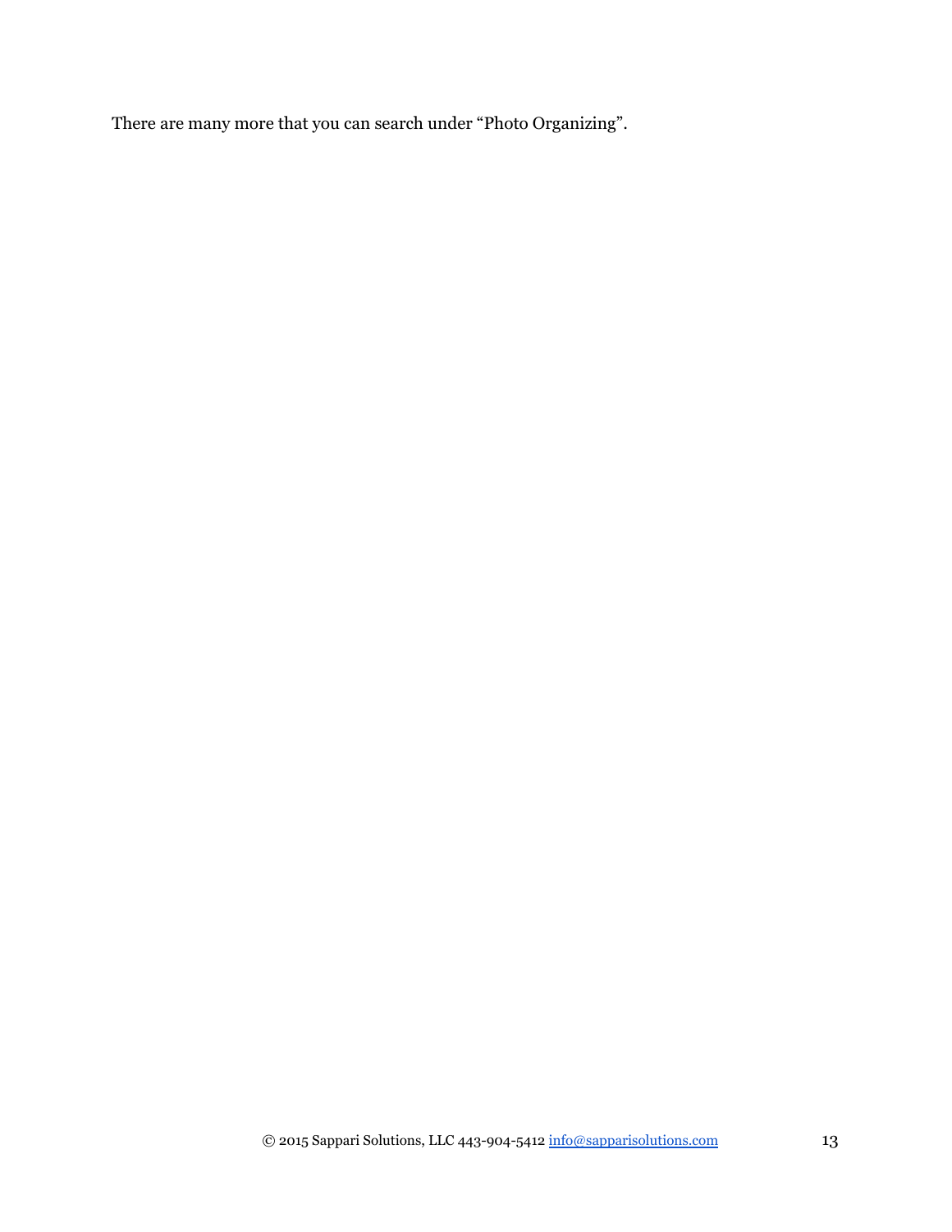There are many more that you can search under "Photo Organizing".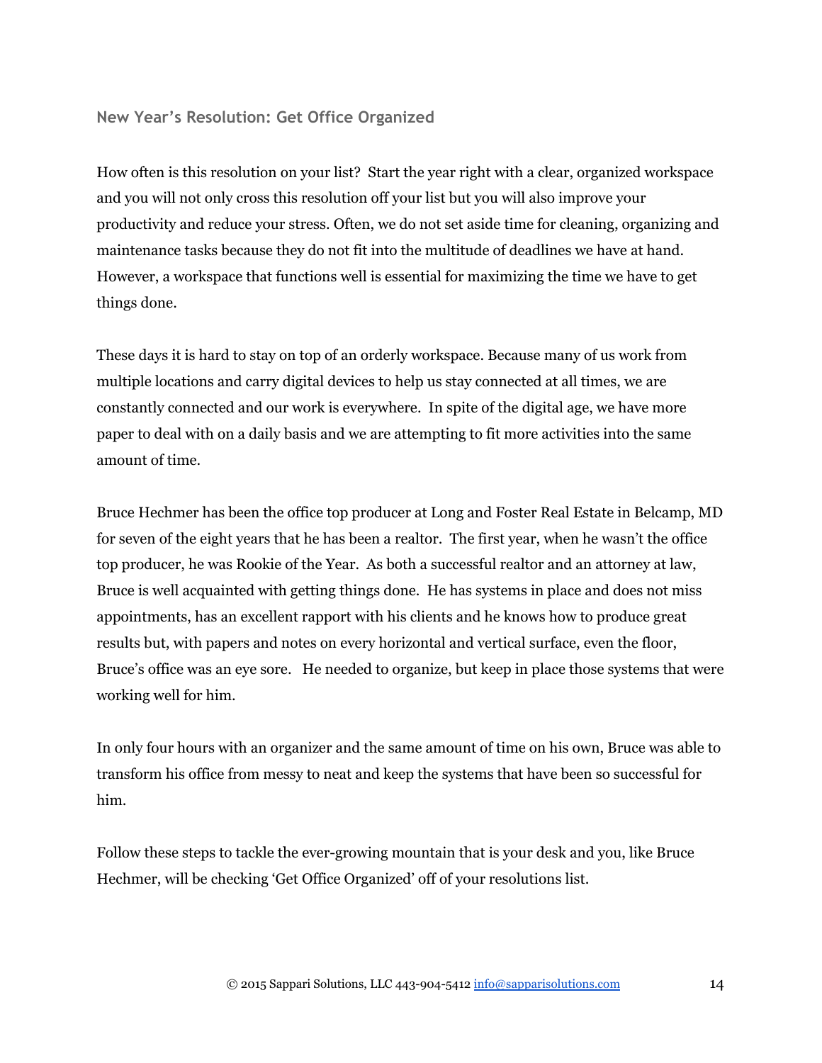## New Year's Resolution: Get Office Organized

How often is this resolution on your list? Start the year right with a clear, organized workspace and you will not only cross this resolution off your list but you will also improve your productivity and reduce your stress. Often, we do not set aside time for cleaning, organizing and maintenance tasks because they do not fit into the multitude of deadlines we have at hand. However, a workspace that functions well is essential for maximizing the time we have to get things done.

These days it is hard to stay on top of an orderly workspace. Because many of us work from multiple locations and carry digital devices to help us stay connected at all times, we are constantly connected and our work is everywhere. In spite of the digital age, we have more paper to deal with on a daily basis and we are attempting to fit more activities into the same amount of time.

Bruce Hechmer has been the office top producer at Long and Foster Real Estate in Belcamp, MD for seven of the eight years that he has been a realtor. The first year, when he wasn't the office top producer, he was Rookie of the Year. As both a successful realtor and an attorney at law, Bruce is well acquainted with getting things done. He has systems in place and does not miss appointments, has an excellent rapport with his clients and he knows how to produce great results but, with papers and notes on every horizontal and vertical surface, even the floor, Bruce's office was an eye sore. He needed to organize, but keep in place those systems that were working well for him.

In only four hours with an organizer and the same amount of time on his own, Bruce was able to transform his office from messy to neat and keep the systems that have been so successful for him.

Follow these steps to tackle the ever-growing mountain that is your desk and you, like Bruce Hechmer, will be checking 'Get Office Organized' off of your resolutions list.

© 2015 Sappari Solutions, LLC 443-904-5412 info@sapparisolutions.com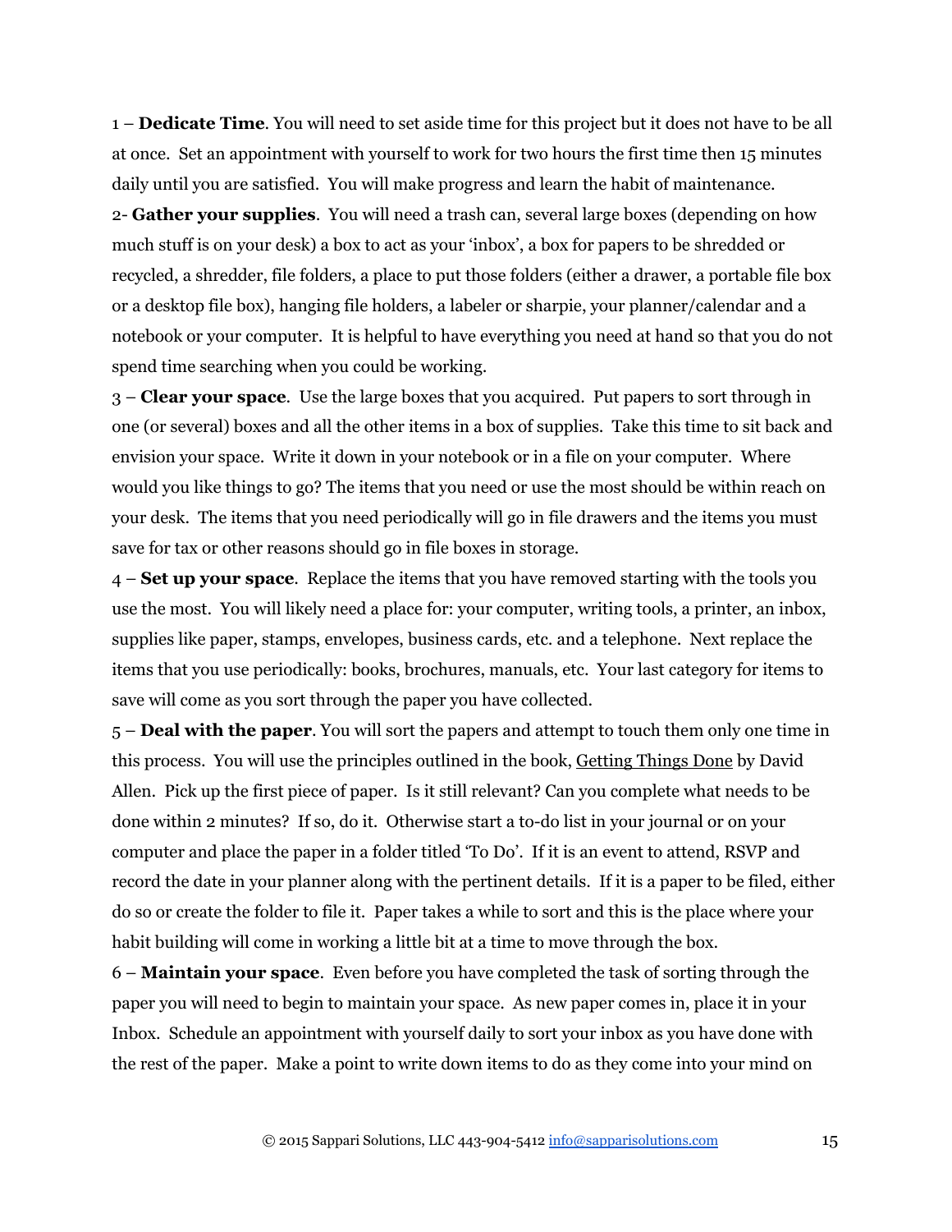1 – **Dedicate Time**. You will need to set aside time for this project but it does not have to be all at once. Set an appointment with yourself to work for two hours the first time then 15 minutes daily until you are satisfied. You will make progress and learn the habit of maintenance.

2- **Gather your supplies**. You will need a trash can, several large boxes (depending on how much stuff is on your desk) a box to act as your 'inbox', a box for papers to be shredded or recycled, a shredder, file folders, a place to put those folders (either a drawer, a portable file box or a desktop file box), hanging file holders, a labeler or sharpie, your planner/calendar and a notebook or your computer. It is helpful to have everything you need at hand so that you do not spend time searching when you could be working.

3 – **Clear your space**. Use the large boxes that you acquired. Put papers to sort through in one (or several) boxes and all the other items in a box of supplies. Take this time to sit back and envision your space. Write it down in your notebook or in a file on your computer. Where would you like things to go? The items that you need or use the most should be within reach on your desk. The items that you need periodically will go in file drawers and the items you must save for tax or other reasons should go in file boxes in storage.

4 – **Set up your space**. Replace the items that you have removed starting with the tools you use the most. You will likely need a place for: your computer, writing tools, a printer, an inbox, supplies like paper, stamps, envelopes, business cards, etc. and a telephone. Next replace the items that you use periodically: books, brochures, manuals, etc. Your last category for items to save will come as you sort through the paper you have collected.

5 – **Deal with the paper**. You will sort the papers and attempt to touch them only one time in this process. You will use the principles outlined in the book, <u>Getting Things Done</u> by David Allen. Pick up the first piece of paper. Is it still relevant? Can you complete what needs to be done within 2 minutes? If so, do it. Otherwise start a to-do list in your journal or on your computer and place the paper in a folder titled 'To Do'. If it is an event to attend, RSVP and record the date in your planner along with the pertinent details. If it is a paper to be filed, either do so or create the folder to file it. Paper takes a while to sort and this is the place where your habit building will come in working a little bit at a time to move through the box.

6 – **Maintain your space**. Even before you have completed the task of sorting through the paper you will need to begin to maintain your space. As new paper comes in, place it in your Inbox. Schedule an appointment with yourself daily to sort your inbox as you have done with the rest of the paper. Make a point to write down items to do as they come into your mind on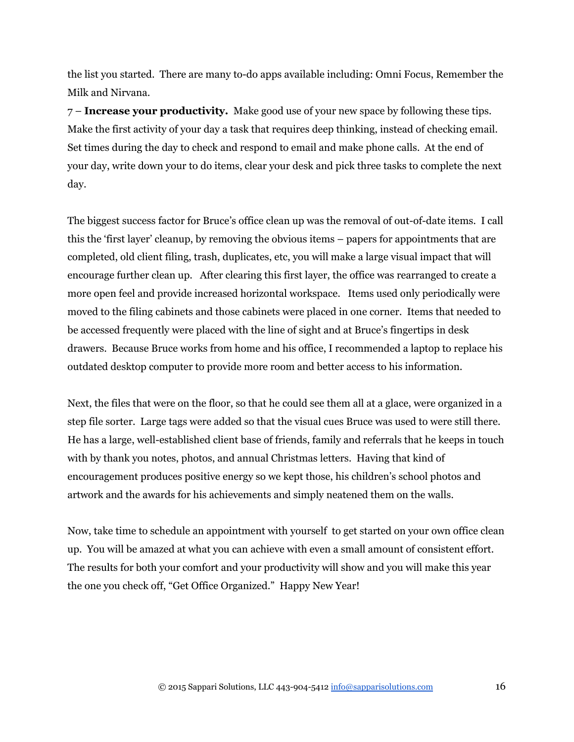the list you started. There are many to-do apps available including: Omni Focus, Remember the Milk and Nirvana.

7 – **Increase your productivity.** Make good use of your new space by following these tips. Make the first activity of your day a task that requires deep thinking, instead of checking email. Set times during the day to check and respond to email and make phone calls. At the end of your day, write down your to do items, clear your desk and pick three tasks to complete the next day.

The biggest success factor for Bruce's office clean up was the removal of out-of-date items. I call this the 'first layer' cleanup, by removing the obvious items – papers for appointments that are completed, old client filing, trash, duplicates, etc, you will make a large visual impact that will encourage further clean up. After clearing this first layer, the office was rearranged to create a more open feel and provide increased horizontal workspace. Items used only periodically were moved to the filing cabinets and those cabinets were placed in one corner. Items that needed to be accessed frequently were placed with the line of sight and at Bruce's fingertips in desk drawers. Because Bruce works from home and his office, I recommended a laptop to replace his outdated desktop computer to provide more room and better access to his information.

Next, the files that were on the floor, so that he could see them all at a glace, were organized in a step file sorter. Large tags were added so that the visual cues Bruce was used to were still there. He has a large, well-established client base of friends, family and referrals that he keeps in touch with by thank you notes, photos, and annual Christmas letters. Having that kind of encouragement produces positive energy so we kept those, his children's school photos and artwork and the awards for his achievements and simply neatened them on the walls.

Now, take time to schedule an appointment with yourself to get started on your own office clean up. You will be amazed at what you can achieve with even a small amount of consistent effort. The results for both your comfort and your productivity will show and you will make this year the one you check off, "Get Office Organized." Happy New Year!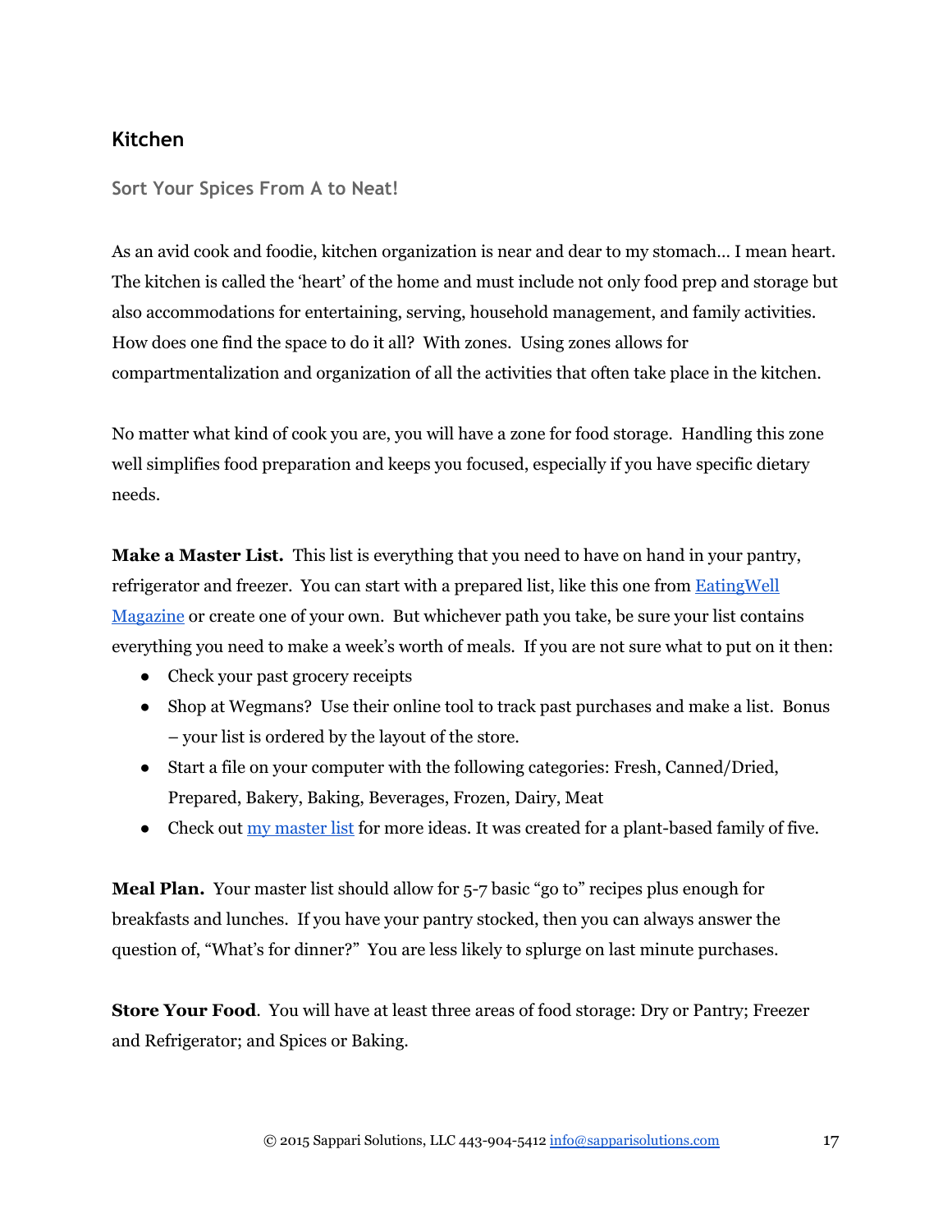## Kitchen

### Sort Your Spices From A to Neat!

As an avid cook and foodie, kitchen organization is near and dear to my stomach… I mean heart. The kitchen is called the 'heart' of the home and must include not only food prep and storage but also accommodations for entertaining, serving, household management, and family activities. How does one find the space to do it all? With zones. Using zones allows for compartmentalization and organization of all the activities that often take place in the kitchen.

No matter what kind of cook you are, you will have a zone for food storage. Handling this zone well simplifies food preparation and keeps you focused, especially if you have specific dietary needs.

**Make a Master List.** This list is everything that you need to have on hand in your pantry, refrigerator and freezer. You can start with a prepared list, like this one from EatingWell Magazine or create one of your own. But whichever path you take, be sure your list contains everything you need to make a week's worth of meals. If you are not sure what to put on it then:

- Check your past grocery receipts
- Shop at Wegmans? Use their online tool to track past purchases and make a list. Bonus – your list is ordered by the layout of the store.
- Start a file on your computer with the following categories: Fresh, Canned/Dried, Prepared, Bakery, Baking, Beverages, Frozen, Dairy, Meat
- Check out my master list for more ideas. It was created for a plant-based family of five.

**Meal Plan.** Your master list should allow for 5-7 basic "go to" recipes plus enough for breakfasts and lunches. If you have your pantry stocked, then you can always answer the question of, "What's for dinner?" You are less likely to splurge on last minute purchases.

**Store Your Food**. You will have at least three areas of food storage: Dry or Pantry; Freezer and Refrigerator; and Spices or Baking.

© 2015 Sappari Solutions, LLC 443-904-5412 info@sapparisolutions.com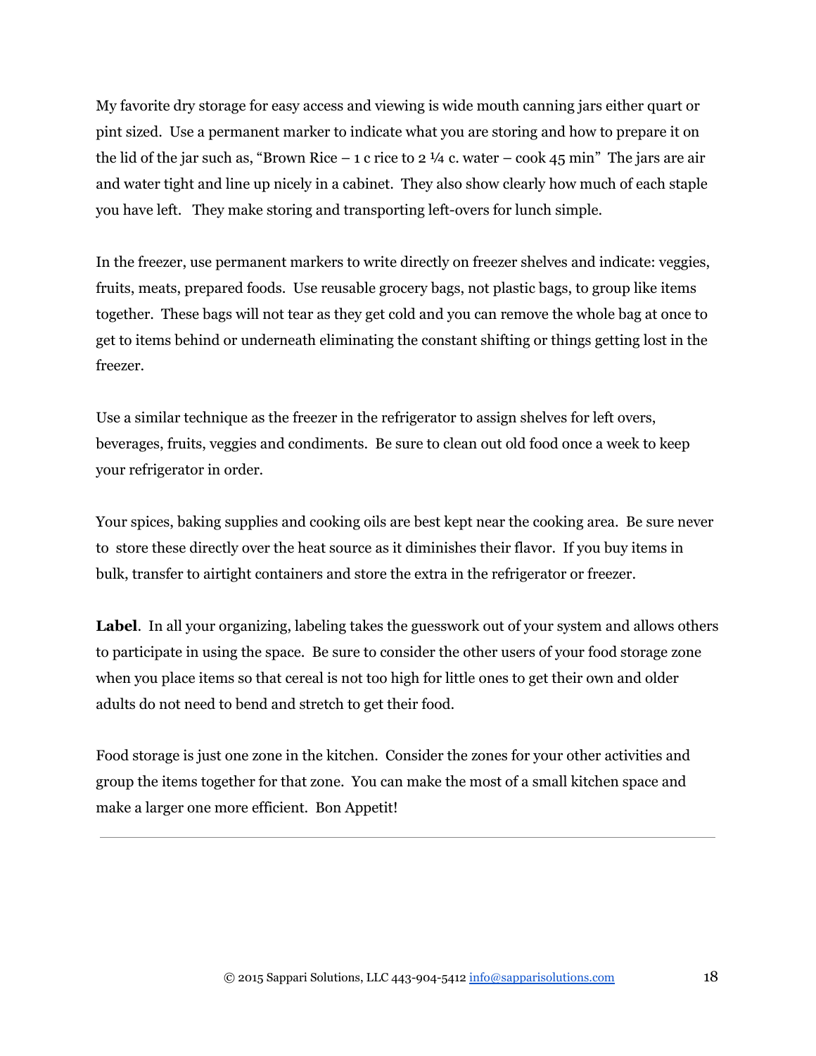My favorite dry storage for easy access and viewing is wide mouth canning jars either quart or pint sized.  Use a permanent marker to indicate what you are storing and how to prepare it on the lid of the jar such as, "Brown Rice – 1 c rice to 2 ¼ c. water – cook 45 min"  The jars are air and water tight and line up nicely in a cabinet.  They also show clearly how much of each staple you have left.   They make storing and transporting left-overs for lunch simple.

In the freezer, use permanent markers to write directly on freezer shelves and indicate: veggies, fruits, meats, prepared foods.  Use reusable grocery bags, not plastic bags, to group like items together.  These bags will not tear as they get cold and you can remove the whole bag at once to get to items behind or underneath eliminating the constant shifting or things getting lost in the freezer.

Use a similar technique as the freezer in the refrigerator to assign shelves for left overs, beverages, fruits, veggies and condiments.  Be sure to clean out old food once a week to keep your refrigerator in order.

Your spices, baking supplies and cooking oils are best kept near the cooking area.  Be sure never to  store these directly over the heat source as it diminishes their flavor.  If you buy items in bulk, transfer to airtight containers and store the extra in the refrigerator or freezer.

**Label**.  In all your organizing, labeling takes the guesswork out of your system and allows others to participate in using the space.  Be sure to consider the other users of your food storage zone when you place items so that cereal is not too high for little ones to get their own and older adults do not need to bend and stretch to get their food.

Food storage is just one zone in the kitchen.  Consider the zones for your other activities and group the items together for that zone.  You can make the most of a small kitchen space and make a larger one more efficient.  Bon Appetit!

---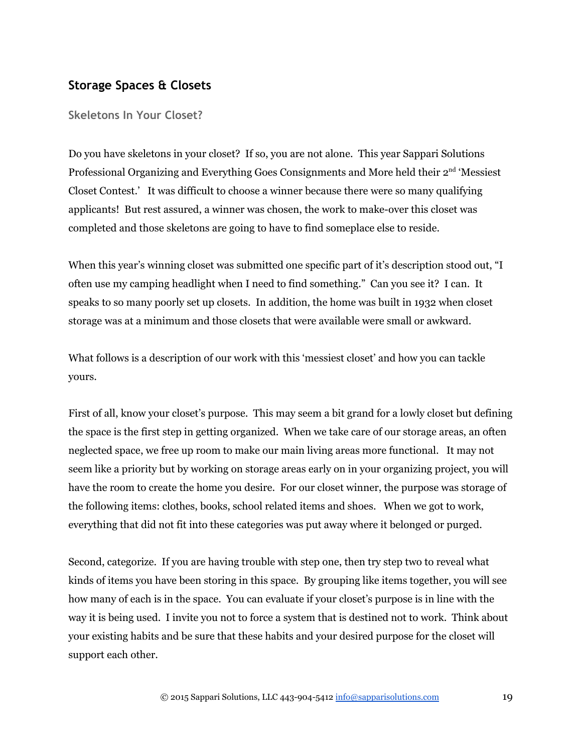## Storage Spaces & Closets

### Skeletons In Your Closet?

Do you have skeletons in your closet? If so, you are not alone. This year Sappari Solutions Professional Organizing and Everything Goes Consignments and More held their 2nd 'Messiest Closet Contest.' It was difficult to choose a winner because there were so many qualifying applicants! But rest assured, a winner was chosen, the work to make-over this closet was completed and those skeletons are going to have to find someplace else to reside.

When this year's winning closet was submitted one specific part of it's description stood out, "I often use my camping headlight when I need to find something." Can you see it? I can. It speaks to so many poorly set up closets. In addition, the home was built in 1932 when closet storage was at a minimum and those closets that were available were small or awkward.

What follows is a description of our work with this 'messiest closet' and how you can tackle yours.

First of all, know your closet's purpose. This may seem a bit grand for a lowly closet but defining the space is the first step in getting organized. When we take care of our storage areas, an often neglected space, we free up room to make our main living areas more functional. It may not seem like a priority but by working on storage areas early on in your organizing project, you will have the room to create the home you desire. For our closet winner, the purpose was storage of the following items: clothes, books, school related items and shoes. When we got to work, everything that did not fit into these categories was put away where it belonged or purged.

Second, categorize. If you are having trouble with step one, then try step two to reveal what kinds of items you have been storing in this space. By grouping like items together, you will see how many of each is in the space. You can evaluate if your closet's purpose is in line with the way it is being used. I invite you not to force a system that is destined not to work. Think about your existing habits and be sure that these habits and your desired purpose for the closet will support each other.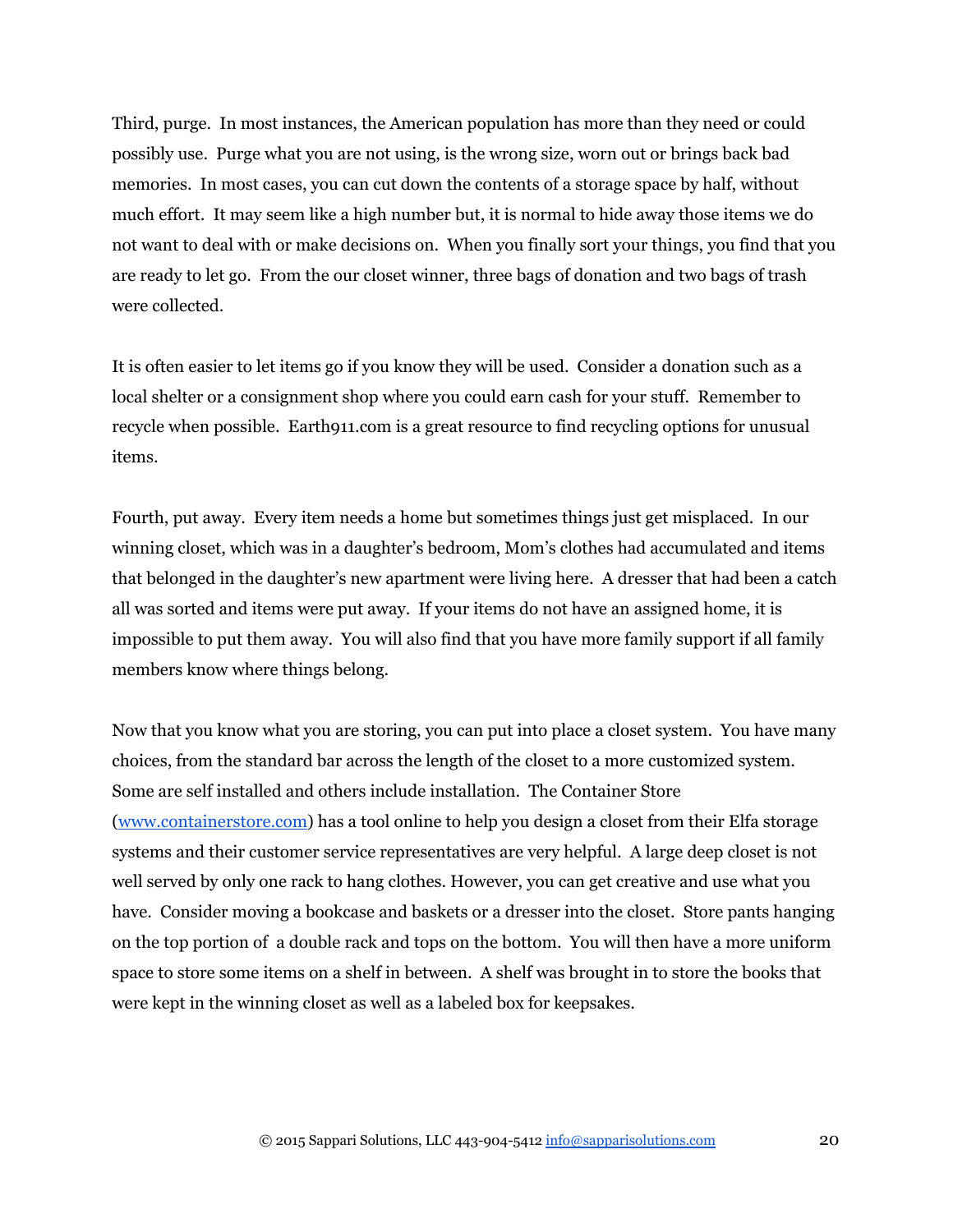Third, purge. In most instances, the American population has more than they need or could possibly use. Purge what you are not using, is the wrong size, worn out or brings back bad memories. In most cases, you can cut down the contents of a storage space by half, without much effort. It may seem like a high number but, it is normal to hide away those items we do not want to deal with or make decisions on. When you finally sort your things, you find that you are ready to let go. From the our closet winner, three bags of donation and two bags of trash were collected.

It is often easier to let items go if you know they will be used. Consider a donation such as a local shelter or a consignment shop where you could earn cash for your stuff. Remember to recycle when possible. Earth911.com is a great resource to find recycling options for unusual items.

Fourth, put away. Every item needs a home but sometimes things just get misplaced. In our winning closet, which was in a daughter's bedroom, Mom's clothes had accumulated and items that belonged in the daughter's new apartment were living here. A dresser that had been a catch all was sorted and items were put away. If your items do not have an assigned home, it is impossible to put them away. You will also find that you have more family support if all family members know where things belong.

Now that you know what you are storing, you can put into place a closet system. You have many choices, from the standard bar across the length of the closet to a more customized system. Some are self installed and others include installation. The Container Store ([www.containerstore.com](www.containerstore.com)) has a tool online to help you design a closet from their Elfa storage systems and their customer service representatives are very helpful. A large deep closet is not well served by only one rack to hang clothes. However, you can get creative and use what you have. Consider moving a bookcase and baskets or a dresser into the closet. Store pants hanging on the top portion of a double rack and tops on the bottom. You will then have a more uniform space to store some items on a shelf in between. A shelf was brought in to store the books that were kept in the winning closet as well as a labeled box for keepsakes.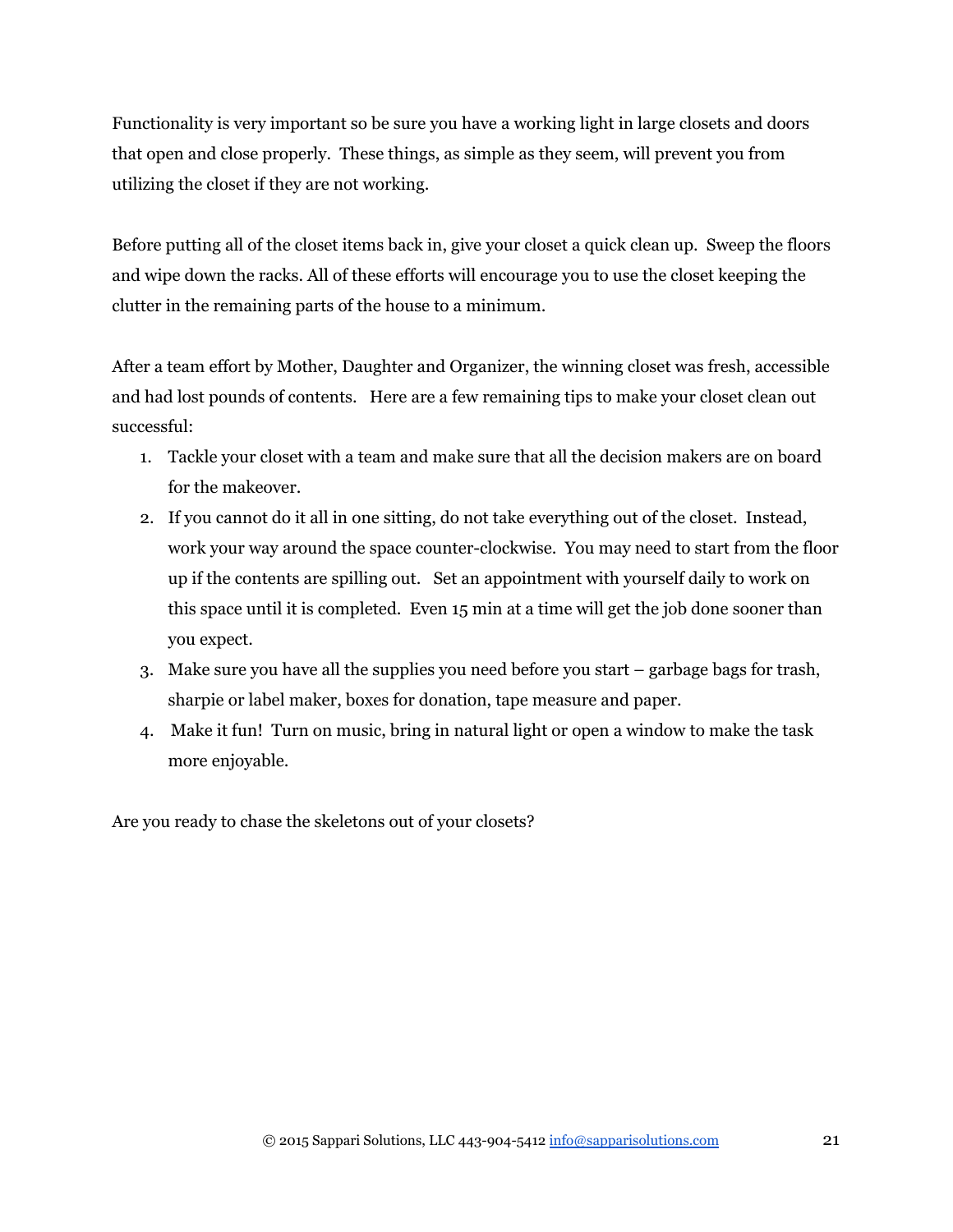Functionality is very important so be sure you have a working light in large closets and doors that open and close properly. These things, as simple as they seem, will prevent you from utilizing the closet if they are not working.

Before putting all of the closet items back in, give your closet a quick clean up. Sweep the floors and wipe down the racks. All of these efforts will encourage you to use the closet keeping the clutter in the remaining parts of the house to a minimum.

After a team effort by Mother, Daughter and Organizer, the winning closet was fresh, accessible and had lost pounds of contents. Here are a few remaining tips to make your closet clean out successful:

1. Tackle your closet with a team and make sure that all the decision makers are on board for the makeover.
2. If you cannot do it all in one sitting, do not take everything out of the closet. Instead, work your way around the space counter-clockwise. You may need to start from the floor up if the contents are spilling out. Set an appointment with yourself daily to work on this space until it is completed. Even 15 min at a time will get the job done sooner than you expect.
3. Make sure you have all the supplies you need before you start – garbage bags for trash, sharpie or label maker, boxes for donation, tape measure and paper.
4. Make it fun! Turn on music, bring in natural light or open a window to make the task more enjoyable.

Are you ready to chase the skeletons out of your closets?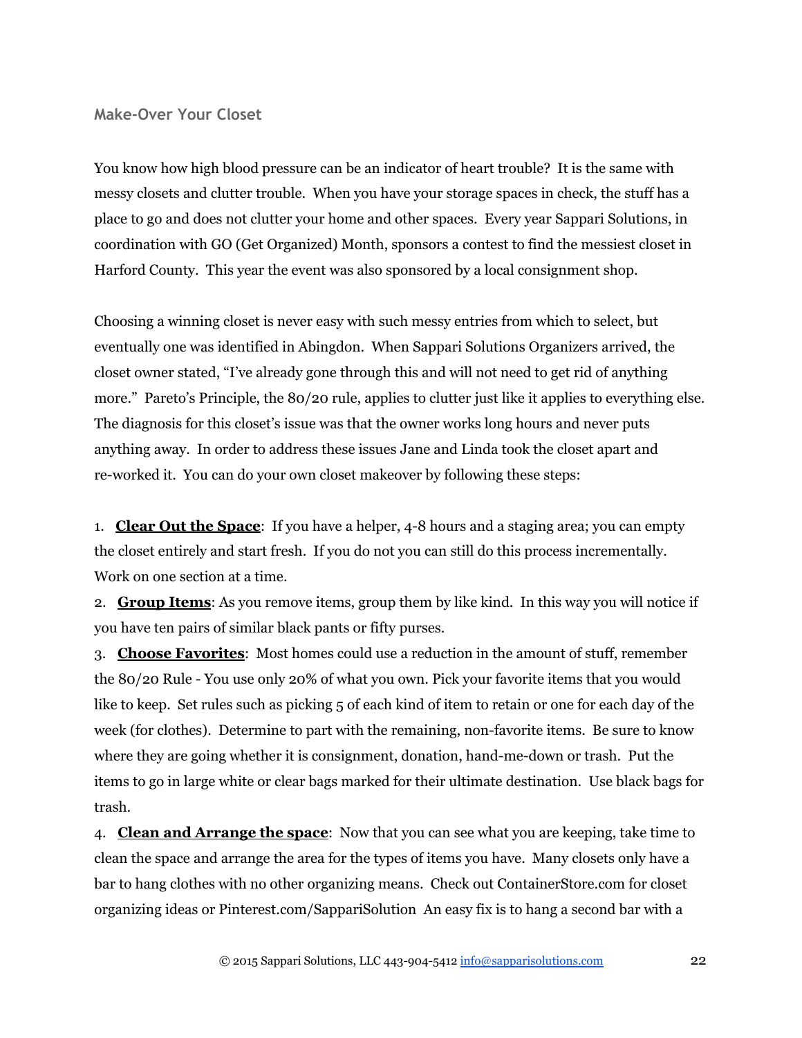## Make-Over Your Closet

You know how high blood pressure can be an indicator of heart trouble? It is the same with messy closets and clutter trouble. When you have your storage spaces in check, the stuff has a place to go and does not clutter your home and other spaces. Every year Sappari Solutions, in coordination with GO (Get Organized) Month, sponsors a contest to find the messiest closet in Harford County. This year the event was also sponsored by a local consignment shop.

Choosing a winning closet is never easy with such messy entries from which to select, but eventually one was identified in Abingdon. When Sappari Solutions Organizers arrived, the closet owner stated, "I've already gone through this and will not need to get rid of anything more." Pareto's Principle, the 80/20 rule, applies to clutter just like it applies to everything else. The diagnosis for this closet's issue was that the owner works long hours and never puts anything away. In order to address these issues Jane and Linda took the closet apart and re-worked it. You can do your own closet makeover by following these steps:

1. **Clear Out the Space**: If you have a helper, 4-8 hours and a staging area; you can empty the closet entirely and start fresh. If you do not you can still do this process incrementally. Work on one section at a time.
2. **Group Items**: As you remove items, group them by like kind. In this way you will notice if you have ten pairs of similar black pants or fifty purses.
3. **Choose Favorites**: Most homes could use a reduction in the amount of stuff, remember the 80/20 Rule - You use only 20% of what you own. Pick your favorite items that you would like to keep. Set rules such as picking 5 of each kind of item to retain or one for each day of the week (for clothes). Determine to part with the remaining, non-favorite items. Be sure to know where they are going whether it is consignment, donation, hand-me-down or trash. Put the items to go in large white or clear bags marked for their ultimate destination. Use black bags for trash.
4. **Clean and Arrange the space**: Now that you can see what you are keeping, take time to clean the space and arrange the area for the types of items you have. Many closets only have a bar to hang clothes with no other organizing means. Check out ContainerStore.com for closet organizing ideas or Pinterest.com/SappariSolution An easy fix is to hang a second bar with a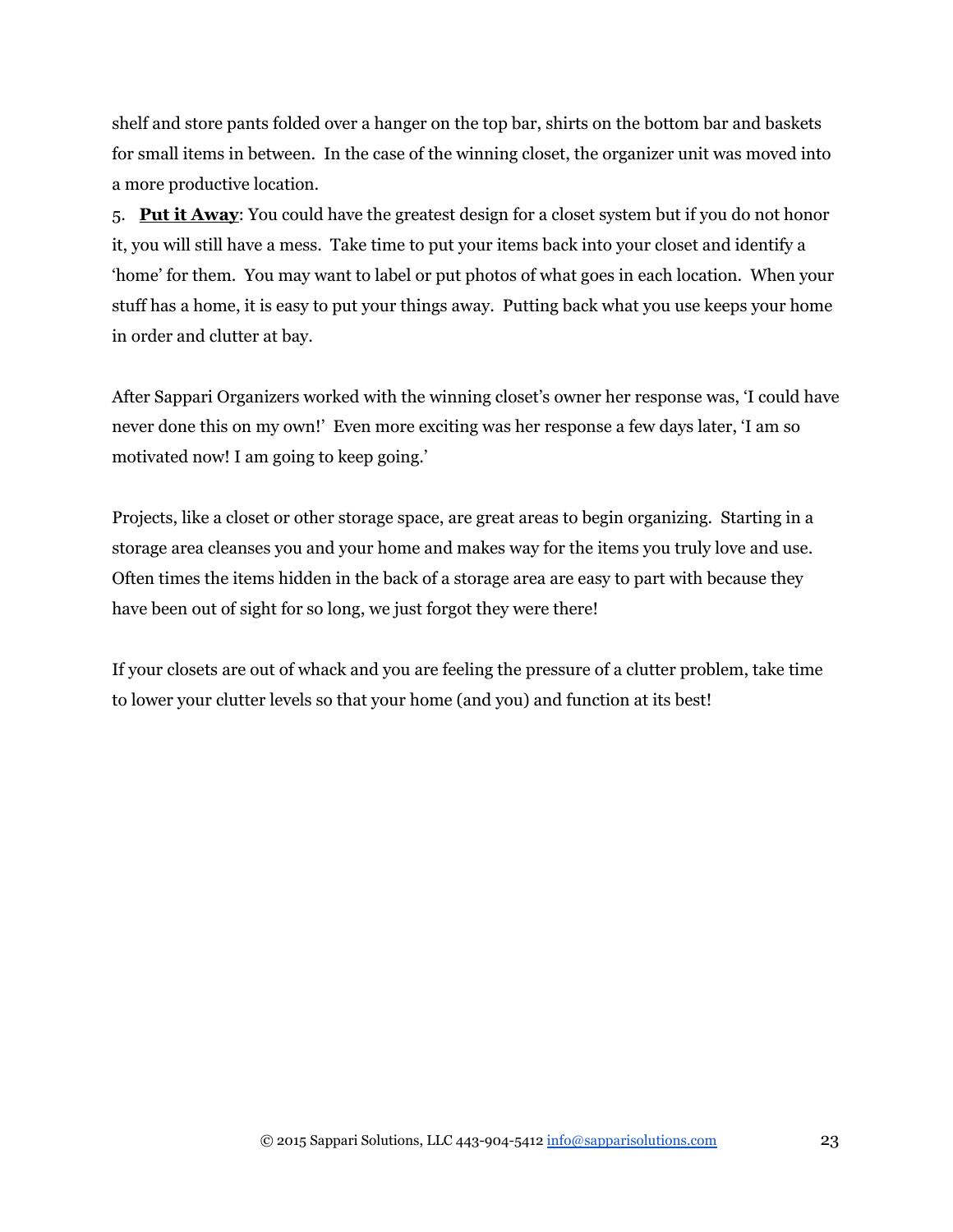shelf and store pants folded over a hanger on the top bar, shirts on the bottom bar and baskets for small items in between. In the case of the winning closet, the organizer unit was moved into a more productive location.

5. **Put it Away**: You could have the greatest design for a closet system but if you do not honor it, you will still have a mess. Take time to put your items back into your closet and identify a 'home' for them. You may want to label or put photos of what goes in each location. When your stuff has a home, it is easy to put your things away. Putting back what you use keeps your home in order and clutter at bay.

After Sappari Organizers worked with the winning closet's owner her response was, 'I could have never done this on my own!' Even more exciting was her response a few days later, 'I am so motivated now! I am going to keep going.'

Projects, like a closet or other storage space, are great areas to begin organizing. Starting in a storage area cleanses you and your home and makes way for the items you truly love and use. Often times the items hidden in the back of a storage area are easy to part with because they have been out of sight for so long, we just forgot they were there!

If your closets are out of whack and you are feeling the pressure of a clutter problem, take time to lower your clutter levels so that your home (and you) and function at its best!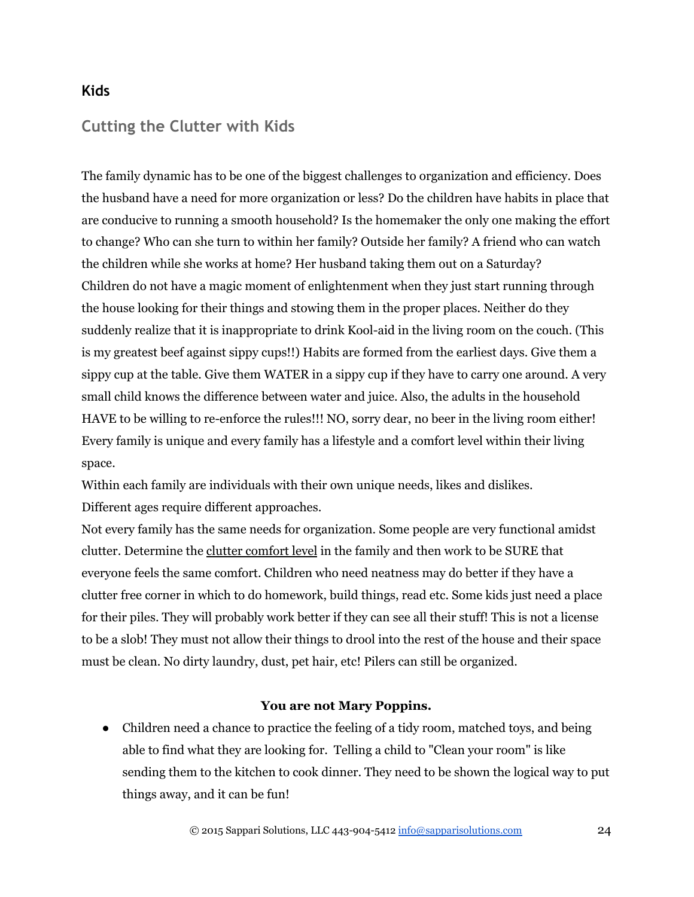## Kids

### Cutting the Clutter with Kids

The family dynamic has to be one of the biggest challenges to organization and efficiency. Does the husband have a need for more organization or less? Do the children have habits in place that are conducive to running a smooth household? Is the homemaker the only one making the effort to change? Who can she turn to within her family? Outside her family? A friend who can watch the children while she works at home? Her husband taking them out on a Saturday?
Children do not have a magic moment of enlightenment when they just start running through the house looking for their things and stowing them in the proper places. Neither do they suddenly realize that it is inappropriate to drink Kool-aid in the living room on the couch. (This is my greatest beef against sippy cups!!) Habits are formed from the earliest days. Give them a sippy cup at the table. Give them WATER in a sippy cup if they have to carry one around. A very small child knows the difference between water and juice. Also, the adults in the household HAVE to be willing to re-enforce the rules!!! NO, sorry dear, no beer in the living room either! Every family is unique and every family has a lifestyle and a comfort level within their living space.
Within each family are individuals with their own unique needs, likes and dislikes.
Different ages require different approaches.
Not every family has the same needs for organization. Some people are very functional amidst clutter. Determine the clutter comfort level in the family and then work to be SURE that everyone feels the same comfort. Children who need neatness may do better if they have a clutter free corner in which to do homework, build things, read etc. Some kids just need a place for their piles. They will probably work better if they can see all their stuff! This is not a license to be a slob! They must not allow their things to drool into the rest of the house and their space must be clean. No dirty laundry, dust, pet hair, etc! Pilers can still be organized.

**You are not Mary Poppins.**

- Children need a chance to practice the feeling of a tidy room, matched toys, and being able to find what they are looking for. Telling a child to "Clean your room" is like sending them to the kitchen to cook dinner. They need to be shown the logical way to put things away, and it can be fun!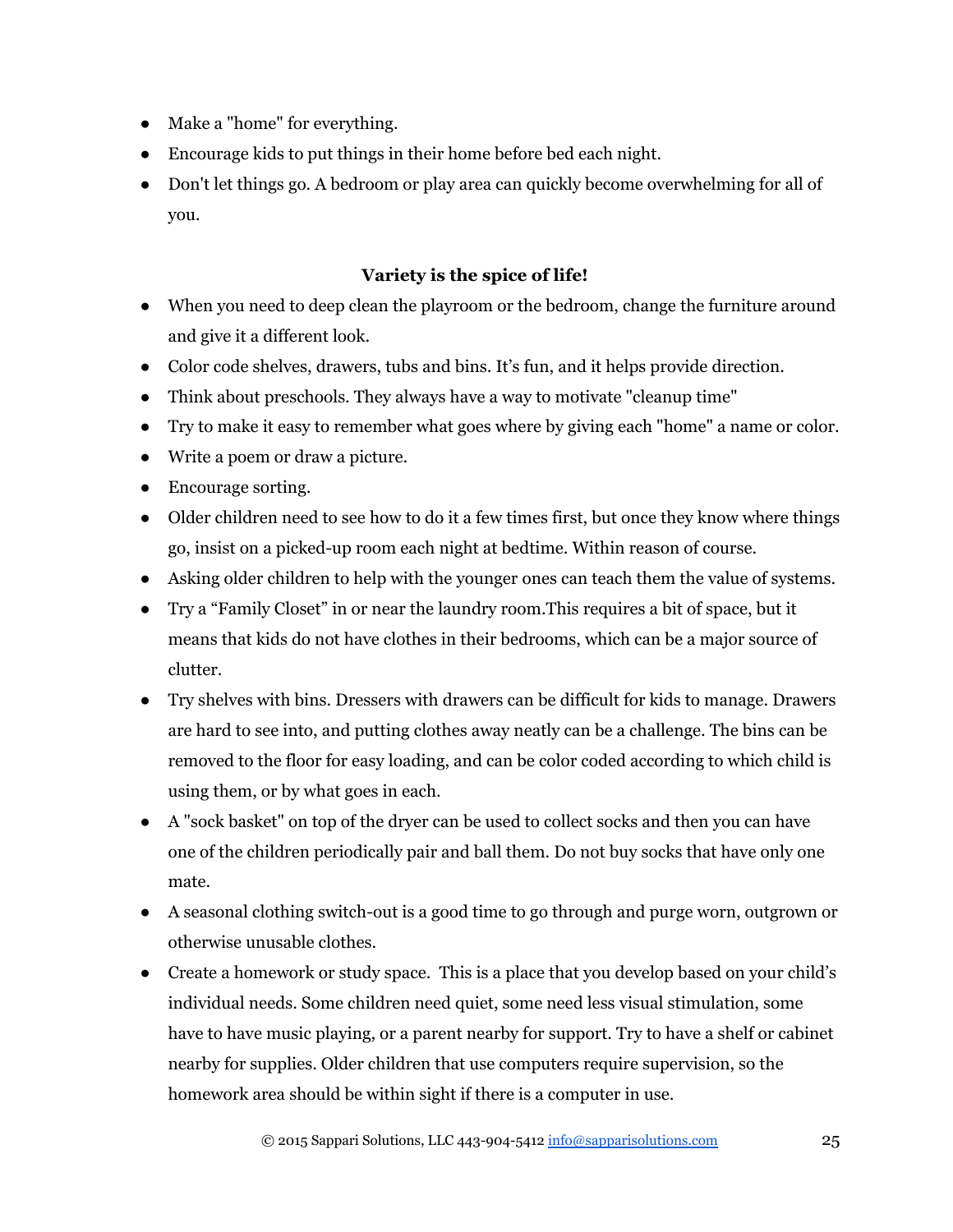- Make a "home" for everything.
- Encourage kids to put things in their home before bed each night.
- Don't let things go. A bedroom or play area can quickly become overwhelming for all of you.

**Variety is the spice of life!**

- When you need to deep clean the playroom or the bedroom, change the furniture around and give it a different look.
- Color code shelves, drawers, tubs and bins. It's fun, and it helps provide direction.
- Think about preschools. They always have a way to motivate "cleanup time"
- Try to make it easy to remember what goes where by giving each "home" a name or color.
- Write a poem or draw a picture.
- Encourage sorting.
- Older children need to see how to do it a few times first, but once they know where things go, insist on a picked-up room each night at bedtime. Within reason of course.
- Asking older children to help with the younger ones can teach them the value of systems.
- Try a "Family Closet" in or near the laundry room.This requires a bit of space, but it means that kids do not have clothes in their bedrooms, which can be a major source of clutter.
- Try shelves with bins. Dressers with drawers can be difficult for kids to manage. Drawers are hard to see into, and putting clothes away neatly can be a challenge. The bins can be removed to the floor for easy loading, and can be color coded according to which child is using them, or by what goes in each.
- A "sock basket" on top of the dryer can be used to collect socks and then you can have one of the children periodically pair and ball them. Do not buy socks that have only one mate.
- A seasonal clothing switch-out is a good time to go through and purge worn, outgrown or otherwise unusable clothes.
- Create a homework or study space. This is a place that you develop based on your child's individual needs. Some children need quiet, some need less visual stimulation, some have to have music playing, or a parent nearby for support. Try to have a shelf or cabinet nearby for supplies. Older children that use computers require supervision, so the homework area should be within sight if there is a computer in use.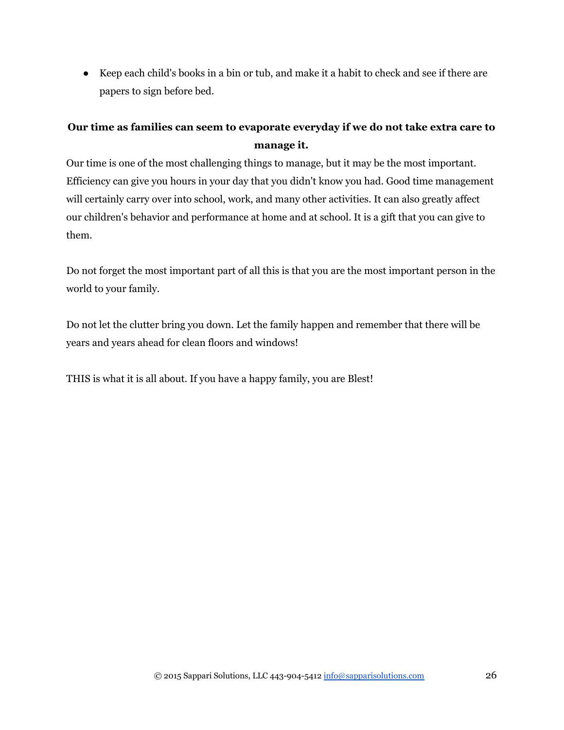- Keep each child's books in a bin or tub, and make it a habit to check and see if there are papers to sign before bed.

**Our time as families can seem to evaporate everyday if we do not take extra care to manage it.**

Our time is one of the most challenging things to manage, but it may be the most important. Efficiency can give you hours in your day that you didn't know you had. Good time management will certainly carry over into school, work, and many other activities. It can also greatly affect our children's behavior and performance at home and at school. It is a gift that you can give to them.

Do not forget the most important part of all this is that you are the most important person in the world to your family.

Do not let the clutter bring you down. Let the family happen and remember that there will be years and years ahead for clean floors and windows!

THIS is what it is all about. If you have a happy family, you are Blest!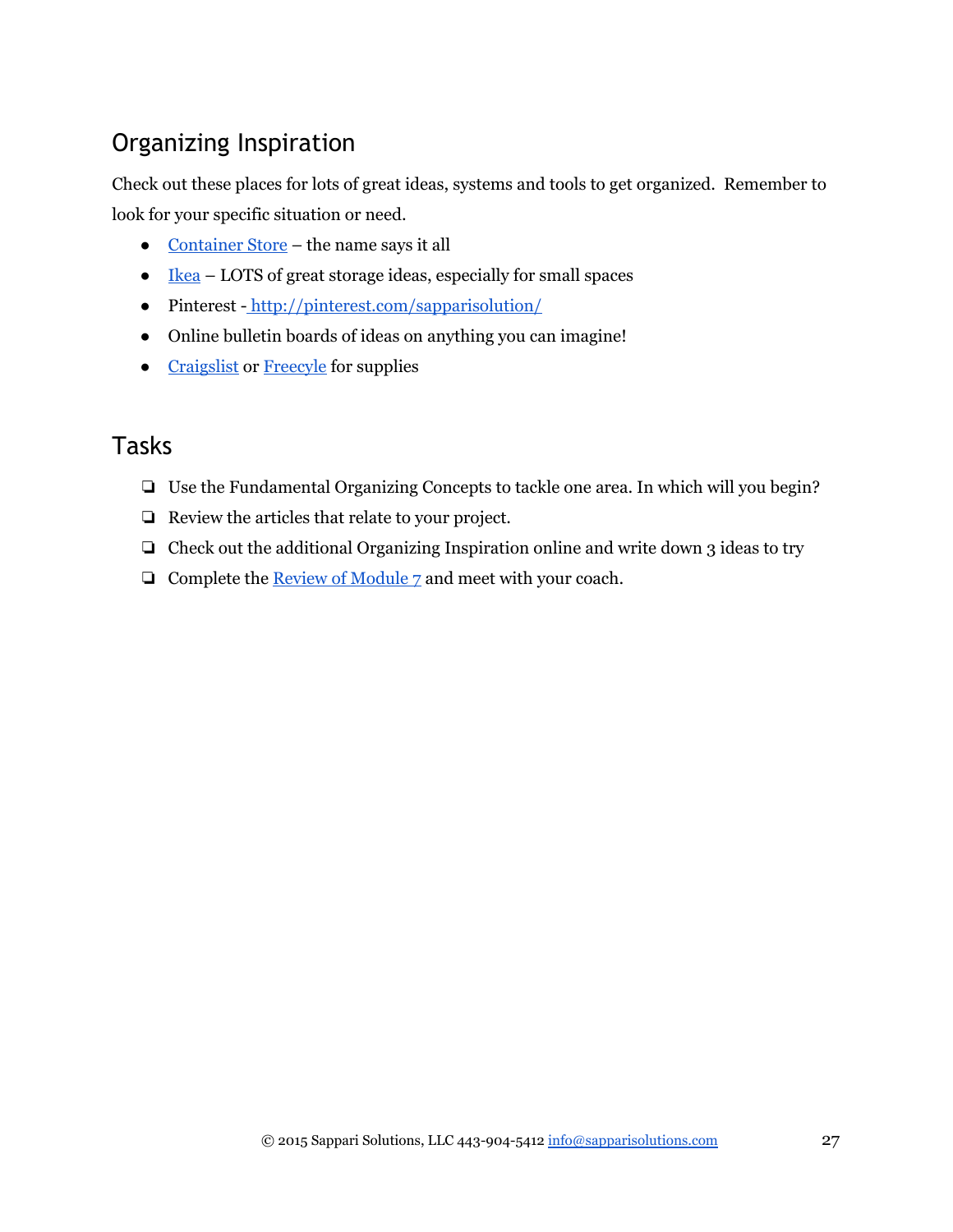## Organizing Inspiration

Check out these places for lots of great ideas, systems and tools to get organized. Remember to look for your specific situation or need.

- Container Store – the name says it all
- Ikea – LOTS of great storage ideas, especially for small spaces
- Pinterest - http://pinterest.com/sapparisolution/
- Online bulletin boards of ideas on anything you can imagine!
- Craigslist or Freecyle for supplies

## Tasks

- ❏ Use the Fundamental Organizing Concepts to tackle one area. In which will you begin?
- ❏ Review the articles that relate to your project.
- ❏ Check out the additional Organizing Inspiration online and write down 3 ideas to try
- ❏ Complete the Review of Module 7 and meet with your coach.

© 2015 Sappari Solutions, LLC 443-904-5412 info@sapparisolutions.com